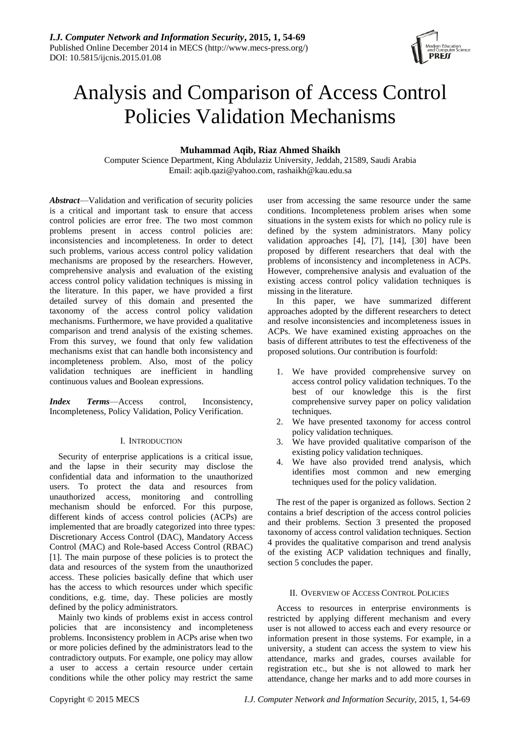# Analysis and Comparison of Access Control Policies Validation Mechanisms

**Muhammad Aqib, Riaz Ahmed Shaikh**

Computer Science Department, King Abdulaziz University, Jeddah, 21589, Saudi Arabia
Email: aqib.qazi@yahoo.com, rashaikh@kau.edu.sa

***Abstract***—Validation and verification of security policies is a critical and important task to ensure that access control policies are error free. The two most common problems present in access control policies are: inconsistencies and incompleteness. In order to detect such problems, various access control policy validation mechanisms are proposed by the researchers. However, comprehensive analysis and evaluation of the existing access control policy validation techniques is missing in the literature. In this paper, we have provided a first detailed survey of this domain and presented the taxonomy of the access control policy validation mechanisms. Furthermore, we have provided a qualitative comparison and trend analysis of the existing schemes. From this survey, we found that only few validation mechanisms exist that can handle both inconsistency and incompleteness problem. Also, most of the policy validation techniques are inefficient in handling continuous values and Boolean expressions.

***Index Terms***—Access control, Inconsistency, Incompleteness, Policy Validation, Policy Verification.

## I. Introduction

Security of enterprise applications is a critical issue, and the lapse in their security may disclose the confidential data and information to the unauthorized users. To protect the data and resources from unauthorized access, monitoring and controlling mechanism should be enforced. For this purpose, different kinds of access control policies (ACPs) are implemented that are broadly categorized into three types: Discretionary Access Control (DAC), Mandatory Access Control (MAC) and Role-based Access Control (RBAC) [1]. The main purpose of these policies is to protect the data and resources of the system from the unauthorized access. These policies basically define that which user has the access to which resources under which specific conditions, e.g. time, day. These policies are mostly defined by the policy administrators.

Mainly two kinds of problems exist in access control policies that are inconsistency and incompleteness problems. Inconsistency problem in ACPs arise when two or more policies defined by the administrators lead to the contradictory outputs. For example, one policy may allow a user to access a certain resource under certain conditions while the other policy may restrict the same user from accessing the same resource under the same conditions. Incompleteness problem arises when some situations in the system exists for which no policy rule is defined by the system administrators. Many policy validation approaches [4], [7], [14], [30] have been proposed by different researchers that deal with the problems of inconsistency and incompleteness in ACPs. However, comprehensive analysis and evaluation of the existing access control policy validation techniques is missing in the literature.

In this paper, we have summarized different approaches adopted by the different researchers to detect and resolve inconsistencies and incompleteness issues in ACPs. We have examined existing approaches on the basis of different attributes to test the effectiveness of the proposed solutions. Our contribution is fourfold:

1. We have provided comprehensive survey on access control policy validation techniques. To the best of our knowledge this is the first comprehensive survey paper on policy validation techniques.
2. We have presented taxonomy for access control policy validation techniques.
3. We have provided qualitative comparison of the existing policy validation techniques.
4. We have also provided trend analysis, which identifies most common and new emerging techniques used for the policy validation.

The rest of the paper is organized as follows. Section 2 contains a brief description of the access control policies and their problems. Section 3 presented the proposed taxonomy of access control validation techniques. Section 4 provides the qualitative comparison and trend analysis of the existing ACP validation techniques and finally, section 5 concludes the paper.

## II. Overview of Access Control Policies

Access to resources in enterprise environments is restricted by applying different mechanism and every user is not allowed to access each and every resource or information present in those systems. For example, in a university, a student can access the system to view his attendance, marks and grades, courses available for registration etc., but she is not allowed to mark her attendance, change her marks and to add more courses in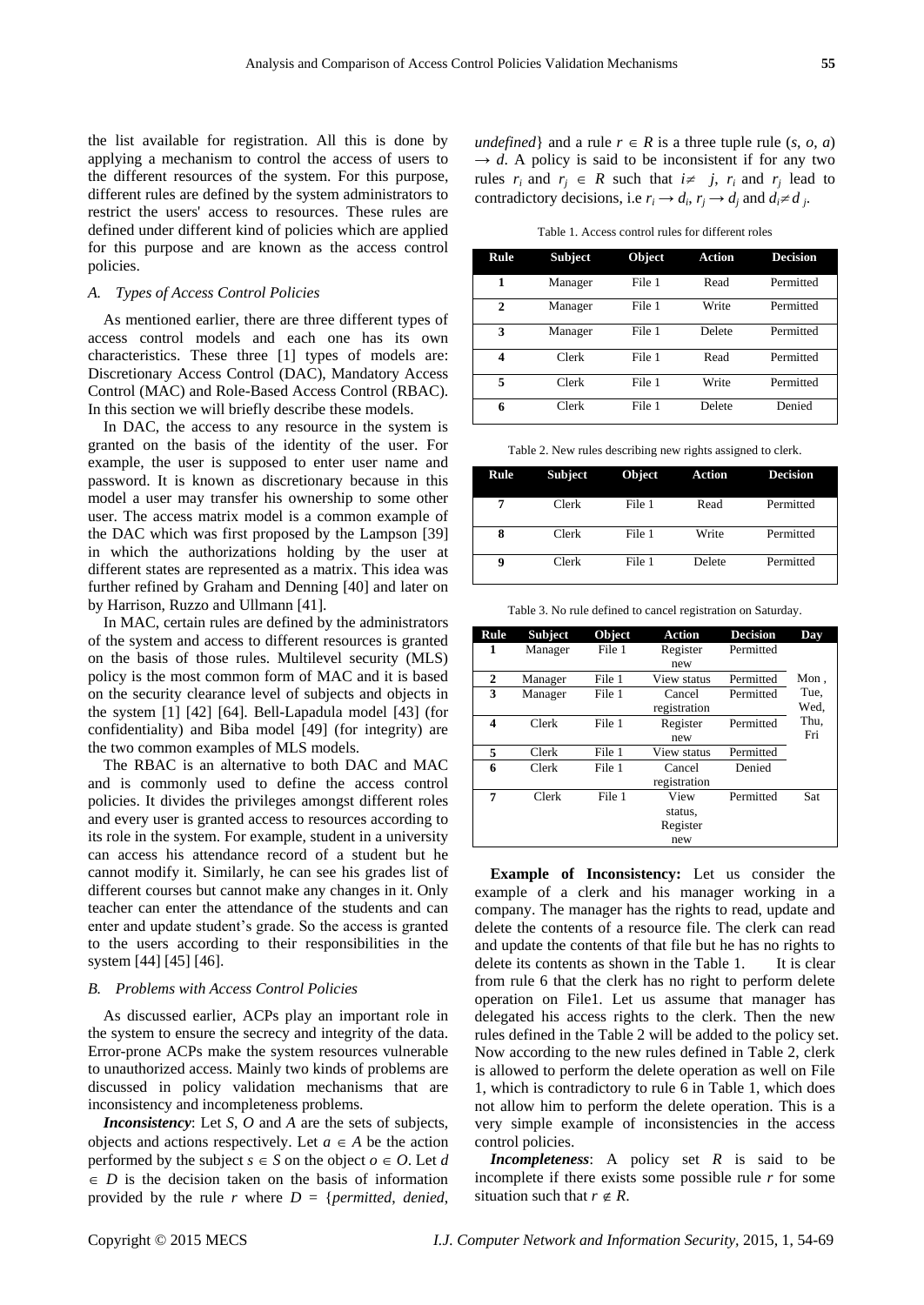the list available for registration. All this is done by applying a mechanism to control the access of users to the different resources of the system. For this purpose, different rules are defined by the system administrators to restrict the users' access to resources. These rules are defined under different kind of policies which are applied for this purpose and are known as the access control policies.

### *A. Types of Access Control Policies*

As mentioned earlier, there are three different types of access control models and each one has its own characteristics. These three [1] types of models are: Discretionary Access Control (DAC), Mandatory Access Control (MAC) and Role-Based Access Control (RBAC). In this section we will briefly describe these models.

In DAC, the access to any resource in the system is granted on the basis of the identity of the user. For example, the user is supposed to enter user name and password. It is known as discretionary because in this model a user may transfer his ownership to some other user. The access matrix model is a common example of the DAC which was first proposed by the Lampson [39] in which the authorizations holding by the user at different states are represented as a matrix. This idea was further refined by Graham and Denning [40] and later on by Harrison, Ruzzo and Ullmann [41].

In MAC, certain rules are defined by the administrators of the system and access to different resources is granted on the basis of those rules. Multilevel security (MLS) policy is the most common form of MAC and it is based on the security clearance level of subjects and objects in the system [1] [42] [64]. Bell-Lapadula model [43] (for confidentiality) and Biba model [49] (for integrity) are the two common examples of MLS models.

The RBAC is an alternative to both DAC and MAC and is commonly used to define the access control policies. It divides the privileges amongst different roles and every user is granted access to resources according to its role in the system. For example, student in a university can access his attendance record of a student but he cannot modify it. Similarly, he can see his grades list of different courses but cannot make any changes in it. Only teacher can enter the attendance of the students and can enter and update student's grade. So the access is granted to the users according to their responsibilities in the system [44] [45] [46].

### *B. Problems with Access Control Policies*

As discussed earlier, ACPs play an important role in the system to ensure the secrecy and integrity of the data. Error-prone ACPs make the system resources vulnerable to unauthorized access. Mainly two kinds of problems are discussed in policy validation mechanisms that are inconsistency and incompleteness problems.

***Inconsistency***: Let $S$, $O$ and $A$ are the sets of subjects, objects and actions respectively. Let $a \in A$ be the action performed by the subject $s \in S$ on the object $o \in O$. Let $d \in D$ is the decision taken on the basis of information provided by the rule $r$ where $D$ = {*permitted*, *denied*, *undefined*} and a rule $r \in R$ is a three tuple rule $(s, o, a) \rightarrow d$. A policy is said to be inconsistent if for any two rules $r_i$ and $r_j \in R$ such that $i \neq j$, $r_i$ and $r_j$ lead to contradictory decisions, i.e $r_i \rightarrow d_i$, $r_j \rightarrow d_j$ and $d_i \neq d_j$.

Table 1. Access control rules for different roles

| Rule | Subject | Object | Action | Decision |
|---|---|---|---|---|
| 1 | Manager | File 1 | Read | Permitted |
| 2 | Manager | File 1 | Write | Permitted |
| 3 | Manager | File 1 | Delete | Permitted |
| 4 | Clerk | File 1 | Read | Permitted |
| 5 | Clerk | File 1 | Write | Permitted |
| 6 | Clerk | File 1 | Delete | Denied |

Table 2. New rules describing new rights assigned to clerk.

| Rule | Subject | Object | Action | Decision |
|---|---|---|---|---|
| 7 | Clerk | File 1 | Read | Permitted |
| 8 | Clerk | File 1 | Write | Permitted |
| 9 | Clerk | File 1 | Delete | Permitted |

Table 3. No rule defined to cancel registration on Saturday.

| Rule | Subject | Object | Action | Decision | Day |
|---|---|---|---|---|---|
| 1 | Manager | File 1 | Register new | Permitted | Mon, Tue, Wed, Thu, Fri |
| 2 | Manager | File 1 | View status | Permitted | |
| 3 | Manager | File 1 | Cancel registration | Permitted | |
| 4 | Clerk | File 1 | Register new | Permitted | |
| 5 | Clerk | File 1 | View status | Permitted | |
| 6 | Clerk | File 1 | Cancel registration | Denied | |
| 7 | Clerk | File 1 | View status, Register new | Permitted | Sat |

**Example of Inconsistency:** Let us consider the example of a clerk and his manager working in a company. The manager has the rights to read, update and delete the contents of a resource file. The clerk can read and update the contents of that file but he has no rights to delete its contents as shown in the Table 1. It is clear from rule 6 that the clerk has no right to perform delete operation on File1. Let us assume that manager has delegated his access rights to the clerk. Then the new rules defined in the Table 2 will be added to the policy set. Now according to the new rules defined in Table 2, clerk is allowed to perform the delete operation as well on File 1, which is contradictory to rule 6 in Table 1, which does not allow him to perform the delete operation. This is a very simple example of inconsistencies in the access control policies.

***Incompleteness***: A policy set $R$ is said to be incomplete if there exists some possible rule $r$ for some situation such that $r \notin R$.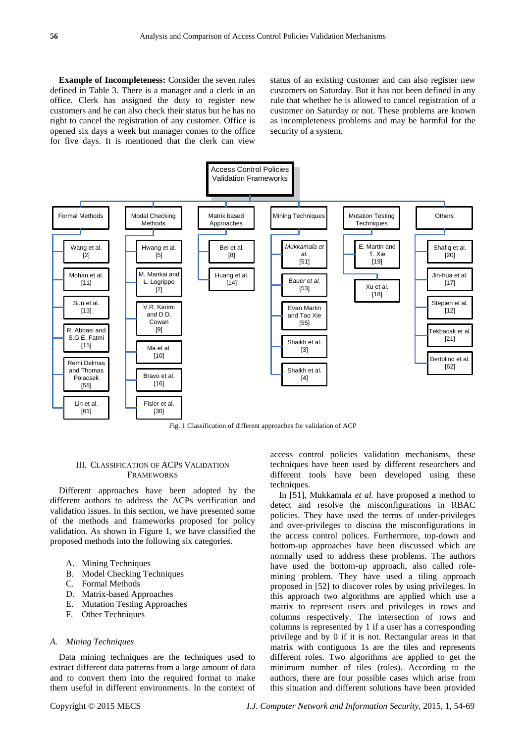**Example of Incompleteness:** Consider the seven rules defined in Table 3. There is a manager and a clerk in an office. Clerk has assigned the duty to register new customers and he can also check their status but he has no right to cancel the registration of any customer. Office is opened six days a week but manager comes to the office for five days. It is mentioned that the clerk can view status of an existing customer and can also register new customers on Saturday. But it has not been defined in any rule that whether he is allowed to cancel registration of a customer on Saturday or not. These problems are known as incompleteness problems and may be harmful for the security of a system.

Access Control Policies Validation Frameworks

| Formal Methods | Modal Checking Methods | Matrix based Approaches | Mining Techniques | Mutation Testing Techniques | Others |
|---|---|---|---|---|---|
| Wang et al. [2] | Hwang et al. [5] | Bei et al. [8] | *Mukkamala et al.* [51] | E. Martin and T. Xie [19] | Shafiq et al. [20] |
| Mohan et al. [11] | M. Mankai and L. Logrippo [7] | Huang et al. [14] | *Bauer et al.* [53] | Xu et al. [18] | Jin-hua et al. [17] |
| Sun et al. [13] | V.R. Karimi and D.D. Cowan [9] | | Evan Martin and Tao Xie [55] | | Stepien et al. [12] |
| R. Abbasi and S.G.E. Fatmi [15] | Ma et al. [10] | | Shaikh et al. [3] | | Tekbacak et al. [21] |
| Remi Delmas and Thomas Polacsek [58] | Bravo et al. [16] | | Shaikh et al. [4] | | Bertolino et al. [62] |
| Lin et al. [61] | Fisler et al. [30] | | | | |

Fig. 1 Classification of different approaches for validation of ACP

## III. Classification of ACPs Validation Frameworks

Different approaches have been adopted by the different authors to address the ACPs verification and validation issues. In this section, we have presented some of the methods and frameworks proposed for policy validation. As shown in Figure 1, we have classified the proposed methods into the following six categories.

A. Mining Techniques
B. Model Checking Techniques
C. Formal Methods
D. Matrix-based Approaches
E. Mutation Testing Approaches
F. Other Techniques

### *A. Mining Techniques*

Data mining techniques are the techniques used to extract different data patterns from a large amount of data and to convert them into the required format to make them useful in different environments. In the context of access control policies validation mechanisms, these techniques have been used by different researchers and different tools have been developed using these techniques.

In [51], Mukkamala *et al.* have proposed a method to detect and resolve the misconfigurations in RBAC policies. They have used the terms of under-privileges and over-privileges to discuss the misconfigurations in the access control polices. Furthermore, top-down and bottom-up approaches have been discussed which are normally used to address these problems. The authors have used the bottom-up approach, also called role-mining problem. They have used a tiling approach proposed in [52] to discover roles by using privileges. In this approach two algorithms are applied which use a matrix to represent users and privileges in rows and columns respectively. The intersection of rows and columns is represented by 1 if a user has a corresponding privilege and by 0 if it is not. Rectangular areas in that matrix with contiguous 1s are the tiles and represents different roles. Two algorithms are applied to get the minimum number of tiles (roles). According to the authors, there are four possible cases which arise from this situation and different solutions have been provided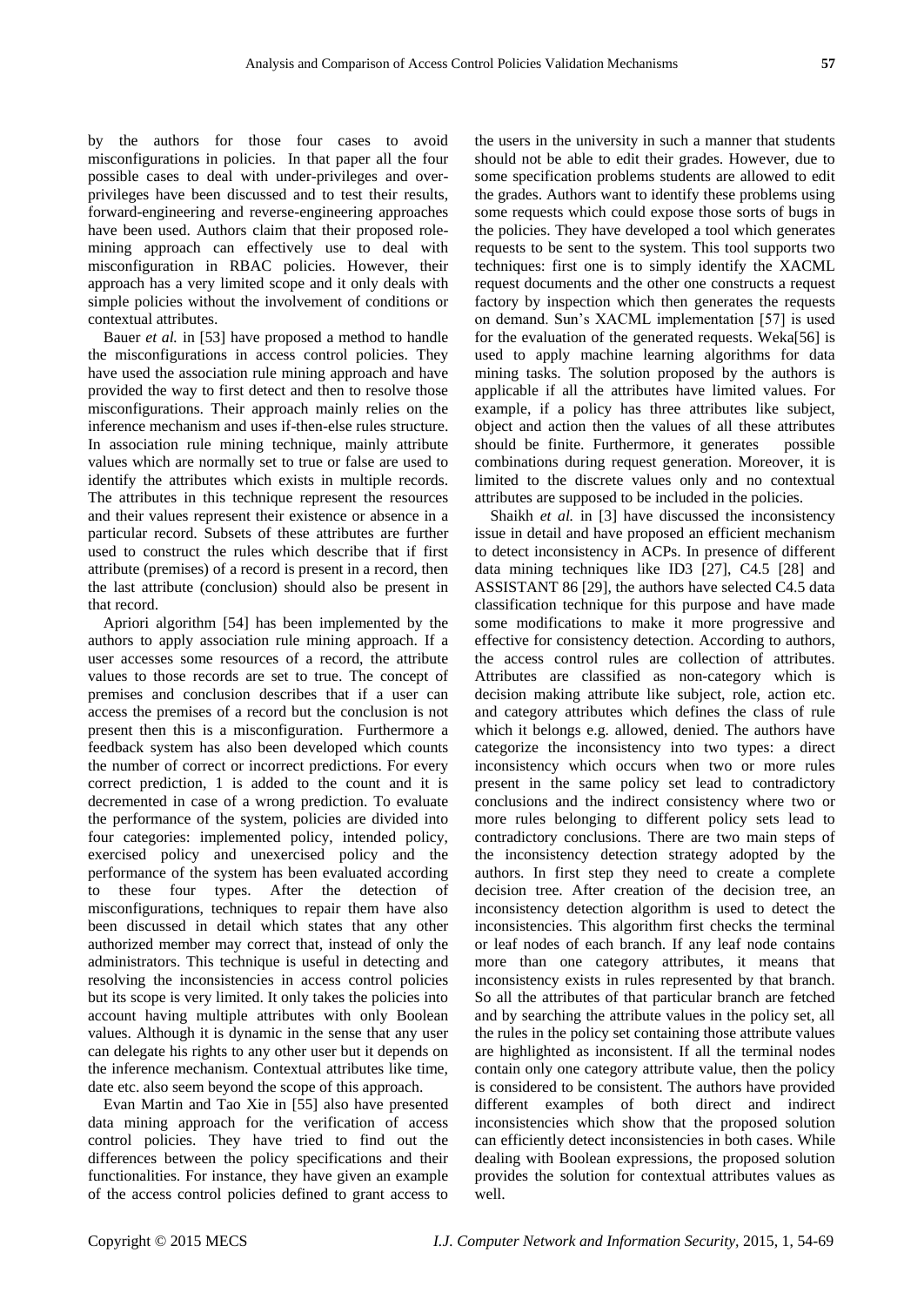by the authors for those four cases to avoid misconfigurations in policies. In that paper all the four possible cases to deal with under-privileges and over-privileges have been discussed and to test their results, forward-engineering and reverse-engineering approaches have been used. Authors claim that their proposed role-mining approach can effectively use to deal with misconfiguration in RBAC policies. However, their approach has a very limited scope and it only deals with simple policies without the involvement of conditions or contextual attributes.

Bauer *et al.* in [53] have proposed a method to handle the misconfigurations in access control policies. They have used the association rule mining approach and have provided the way to first detect and then to resolve those misconfigurations. Their approach mainly relies on the inference mechanism and uses if-then-else rules structure. In association rule mining technique, mainly attribute values which are normally set to true or false are used to identify the attributes which exists in multiple records. The attributes in this technique represent the resources and their values represent their existence or absence in a particular record. Subsets of these attributes are further used to construct the rules which describe that if first attribute (premises) of a record is present in a record, then the last attribute (conclusion) should also be present in that record.

Apriori algorithm [54] has been implemented by the authors to apply association rule mining approach. If a user accesses some resources of a record, the attribute values to those records are set to true. The concept of premises and conclusion describes that if a user can access the premises of a record but the conclusion is not present then this is a misconfiguration. Furthermore a feedback system has also been developed which counts the number of correct or incorrect predictions. For every correct prediction, 1 is added to the count and it is decremented in case of a wrong prediction. To evaluate the performance of the system, policies are divided into four categories: implemented policy, intended policy, exercised policy and unexercised policy and the performance of the system has been evaluated according to these four types. After the detection of misconfigurations, techniques to repair them have also been discussed in detail which states that any other authorized member may correct that, instead of only the administrators. This technique is useful in detecting and resolving the inconsistencies in access control policies but its scope is very limited. It only takes the policies into account having multiple attributes with only Boolean values. Although it is dynamic in the sense that any user can delegate his rights to any other user but it depends on the inference mechanism. Contextual attributes like time, date etc. also seem beyond the scope of this approach.

Evan Martin and Tao Xie in [55] also have presented data mining approach for the verification of access control policies. They have tried to find out the differences between the policy specifications and their functionalities. For instance, they have given an example of the access control policies defined to grant access to the users in the university in such a manner that students should not be able to edit their grades. However, due to some specification problems students are allowed to edit the grades. Authors want to identify these problems using some requests which could expose those sorts of bugs in the policies. They have developed a tool which generates requests to be sent to the system. This tool supports two techniques: first one is to simply identify the XACML request documents and the other one constructs a request factory by inspection which then generates the requests on demand. Sun's XACML implementation [57] is used for the evaluation of the generated requests. Weka[56] is used to apply machine learning algorithms for data mining tasks. The solution proposed by the authors is applicable if all the attributes have limited values. For example, if a policy has three attributes like subject, object and action then the values of all these attributes should be finite. Furthermore, it generates possible combinations during request generation. Moreover, it is limited to the discrete values only and no contextual attributes are supposed to be included in the policies.

Shaikh *et al.* in [3] have discussed the inconsistency issue in detail and have proposed an efficient mechanism to detect inconsistency in ACPs. In presence of different data mining techniques like ID3 [27], C4.5 [28] and ASSISTANT 86 [29], the authors have selected C4.5 data classification technique for this purpose and have made some modifications to make it more progressive and effective for consistency detection. According to authors, the access control rules are collection of attributes. Attributes are classified as non-category which is decision making attribute like subject, role, action etc. and category attributes which defines the class of rule which it belongs e.g. allowed, denied. The authors have categorize the inconsistency into two types: a direct inconsistency which occurs when two or more rules present in the same policy set lead to contradictory conclusions and the indirect consistency where two or more rules belonging to different policy sets lead to contradictory conclusions. There are two main steps of the inconsistency detection strategy adopted by the authors. In first step they need to create a complete decision tree. After creation of the decision tree, an inconsistency detection algorithm is used to detect the inconsistencies. This algorithm first checks the terminal or leaf nodes of each branch. If any leaf node contains more than one category attributes, it means that inconsistency exists in rules represented by that branch. So all the attributes of that particular branch are fetched and by searching the attribute values in the policy set, all the rules in the policy set containing those attribute values are highlighted as inconsistent. If all the terminal nodes contain only one category attribute value, then the policy is considered to be consistent. The authors have provided different examples of both direct and indirect inconsistencies which show that the proposed solution can efficiently detect inconsistencies in both cases. While dealing with Boolean expressions, the proposed solution provides the solution for contextual attributes values as well.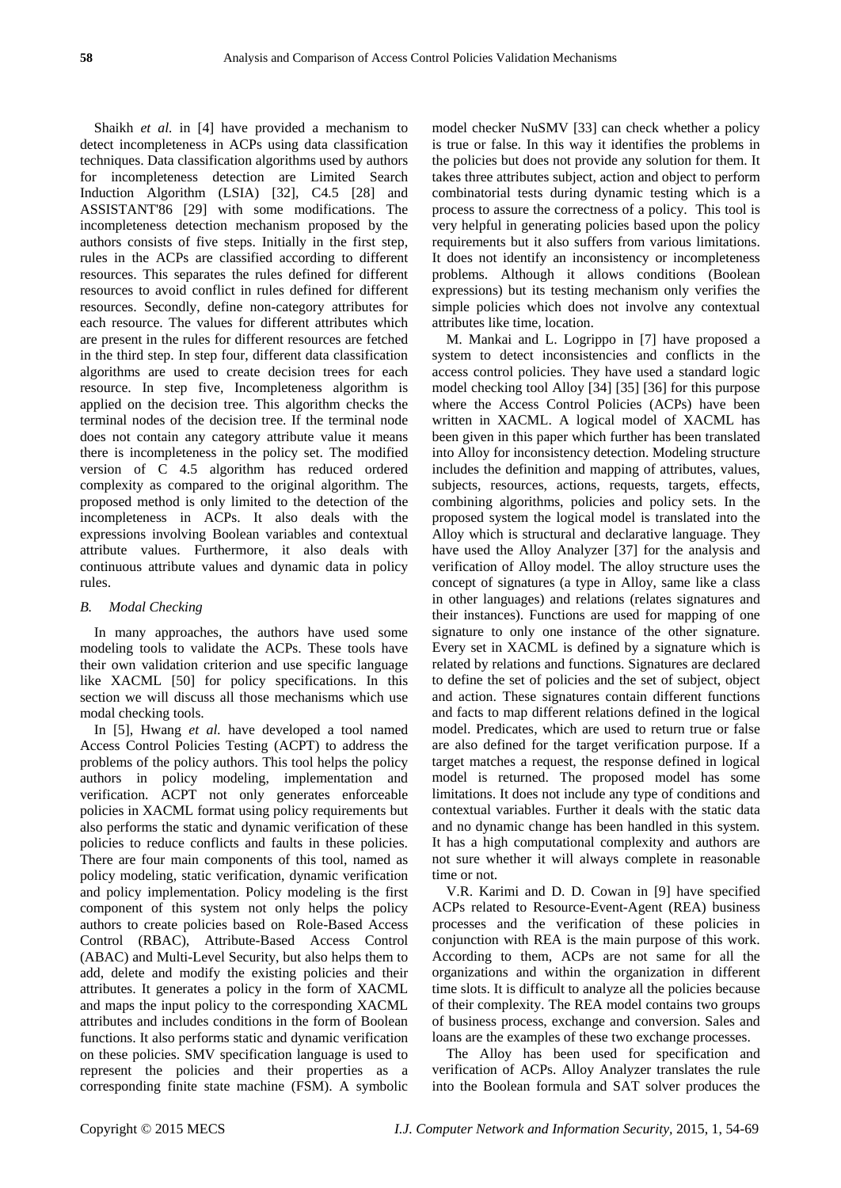Shaikh *et al.* in [4] have provided a mechanism to detect incompleteness in ACPs using data classification techniques. Data classification algorithms used by authors for incompleteness detection are Limited Search Induction Algorithm (LSIA) [32], C4.5 [28] and ASSISTANT'86 [29] with some modifications. The incompleteness detection mechanism proposed by the authors consists of five steps. Initially in the first step, rules in the ACPs are classified according to different resources. This separates the rules defined for different resources to avoid conflict in rules defined for different resources. Secondly, define non-category attributes for each resource. The values for different attributes which are present in the rules for different resources are fetched in the third step. In step four, different data classification algorithms are used to create decision trees for each resource. In step five, Incompleteness algorithm is applied on the decision tree. This algorithm checks the terminal nodes of the decision tree. If the terminal node does not contain any category attribute value it means there is incompleteness in the policy set. The modified version of C 4.5 algorithm has reduced ordered complexity as compared to the original algorithm. The proposed method is only limited to the detection of the incompleteness in ACPs. It also deals with the expressions involving Boolean variables and contextual attribute values. Furthermore, it also deals with continuous attribute values and dynamic data in policy rules.

### *B. Modal Checking*

In many approaches, the authors have used some modeling tools to validate the ACPs. These tools have their own validation criterion and use specific language like XACML [50] for policy specifications. In this section we will discuss all those mechanisms which use modal checking tools.

In [5], Hwang *et al.* have developed a tool named Access Control Policies Testing (ACPT) to address the problems of the policy authors. This tool helps the policy authors in policy modeling, implementation and verification. ACPT not only generates enforceable policies in XACML format using policy requirements but also performs the static and dynamic verification of these policies to reduce conflicts and faults in these policies. There are four main components of this tool, named as policy modeling, static verification, dynamic verification and policy implementation. Policy modeling is the first component of this system not only helps the policy authors to create policies based on Role-Based Access Control (RBAC), Attribute-Based Access Control (ABAC) and Multi-Level Security, but also helps them to add, delete and modify the existing policies and their attributes. It generates a policy in the form of XACML and maps the input policy to the corresponding XACML attributes and includes conditions in the form of Boolean functions. It also performs static and dynamic verification on these policies. SMV specification language is used to represent the policies and their properties as a corresponding finite state machine (FSM). A symbolic model checker NuSMV [33] can check whether a policy is true or false. In this way it identifies the problems in the policies but does not provide any solution for them. It takes three attributes subject, action and object to perform combinatorial tests during dynamic testing which is a process to assure the correctness of a policy. This tool is very helpful in generating policies based upon the policy requirements but it also suffers from various limitations. It does not identify an inconsistency or incompleteness problems. Although it allows conditions (Boolean expressions) but its testing mechanism only verifies the simple policies which does not involve any contextual attributes like time, location.

M. Mankai and L. Logrippo in [7] have proposed a system to detect inconsistencies and conflicts in the access control policies. They have used a standard logic model checking tool Alloy [34] [35] [36] for this purpose where the Access Control Policies (ACPs) have been written in XACML. A logical model of XACML has been given in this paper which further has been translated into Alloy for inconsistency detection. Modeling structure includes the definition and mapping of attributes, values, subjects, resources, actions, requests, targets, effects, combining algorithms, policies and policy sets. In the proposed system the logical model is translated into the Alloy which is structural and declarative language. They have used the Alloy Analyzer [37] for the analysis and verification of Alloy model. The alloy structure uses the concept of signatures (a type in Alloy, same like a class in other languages) and relations (relates signatures and their instances). Functions are used for mapping of one signature to only one instance of the other signature. Every set in XACML is defined by a signature which is related by relations and functions. Signatures are declared to define the set of policies and the set of subject, object and action. These signatures contain different functions and facts to map different relations defined in the logical model. Predicates, which are used to return true or false are also defined for the target verification purpose. If a target matches a request, the response defined in logical model is returned. The proposed model has some limitations. It does not include any type of conditions and contextual variables. Further it deals with the static data and no dynamic change has been handled in this system. It has a high computational complexity and authors are not sure whether it will always complete in reasonable time or not.

V.R. Karimi and D. D. Cowan in [9] have specified ACPs related to Resource-Event-Agent (REA) business processes and the verification of these policies in conjunction with REA is the main purpose of this work. According to them, ACPs are not same for all the organizations and within the organization in different time slots. It is difficult to analyze all the policies because of their complexity. The REA model contains two groups of business process, exchange and conversion. Sales and loans are the examples of these two exchange processes.

The Alloy has been used for specification and verification of ACPs. Alloy Analyzer translates the rule into the Boolean formula and SAT solver produces the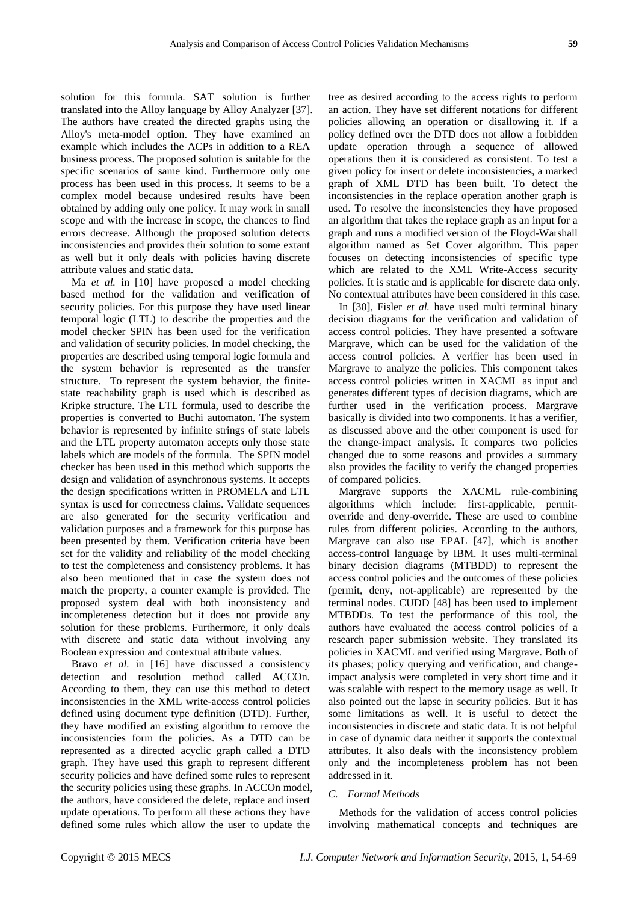solution for this formula. SAT solution is further translated into the Alloy language by Alloy Analyzer [37]. The authors have created the directed graphs using the Alloy's meta-model option. They have examined an example which includes the ACPs in addition to a REA business process. The proposed solution is suitable for the specific scenarios of same kind. Furthermore only one process has been used in this process. It seems to be a complex model because undesired results have been obtained by adding only one policy. It may work in small scope and with the increase in scope, the chances to find errors decrease. Although the proposed solution detects inconsistencies and provides their solution to some extant as well but it only deals with policies having discrete attribute values and static data.

Ma *et al.* in [10] have proposed a model checking based method for the validation and verification of security policies. For this purpose they have used linear temporal logic (LTL) to describe the properties and the model checker SPIN has been used for the verification and validation of security policies. In model checking, the properties are described using temporal logic formula and the system behavior is represented as the transfer structure. To represent the system behavior, the finite-state reachability graph is used which is described as Kripke structure. The LTL formula, used to describe the properties is converted to Buchi automaton. The system behavior is represented by infinite strings of state labels and the LTL property automaton accepts only those state labels which are models of the formula. The SPIN model checker has been used in this method which supports the design and validation of asynchronous systems. It accepts the design specifications written in PROMELA and LTL syntax is used for correctness claims. Validate sequences are also generated for the security verification and validation purposes and a framework for this purpose has been presented by them. Verification criteria have been set for the validity and reliability of the model checking to test the completeness and consistency problems. It has also been mentioned that in case the system does not match the property, a counter example is provided. The proposed system deal with both inconsistency and incompleteness detection but it does not provide any solution for these problems. Furthermore, it only deals with discrete and static data without involving any Boolean expression and contextual attribute values.

Bravo *et al.* in [16] have discussed a consistency detection and resolution method called ACCOn. According to them, they can use this method to detect inconsistencies in the XML write-access control policies defined using document type definition (DTD). Further, they have modified an existing algorithm to remove the inconsistencies form the policies. As a DTD can be represented as a directed acyclic graph called a DTD graph. They have used this graph to represent different security policies and have defined some rules to represent the security policies using these graphs. In ACCOn model, the authors, have considered the delete, replace and insert update operations. To perform all these actions they have defined some rules which allow the user to update the tree as desired according to the access rights to perform an action. They have set different notations for different policies allowing an operation or disallowing it. If a policy defined over the DTD does not allow a forbidden update operation through a sequence of allowed operations then it is considered as consistent. To test a given policy for insert or delete inconsistencies, a marked graph of XML DTD has been built. To detect the inconsistencies in the replace operation another graph is used. To resolve the inconsistencies they have proposed an algorithm that takes the replace graph as an input for a graph and runs a modified version of the Floyd-Warshall algorithm named as Set Cover algorithm. This paper focuses on detecting inconsistencies of specific type which are related to the XML Write-Access security policies. It is static and is applicable for discrete data only. No contextual attributes have been considered in this case.

In [30], Fisler *et al.* have used multi terminal binary decision diagrams for the verification and validation of access control policies. They have presented a software Margrave, which can be used for the validation of the access control policies. A verifier has been used in Margrave to analyze the policies. This component takes access control policies written in XACML as input and generates different types of decision diagrams, which are further used in the verification process. Margrave basically is divided into two components. It has a verifier, as discussed above and the other component is used for the change-impact analysis. It compares two policies changed due to some reasons and provides a summary also provides the facility to verify the changed properties of compared policies.

Margrave supports the XACML rule-combining algorithms which include: first-applicable, permit-override and deny-override. These are used to combine rules from different policies. According to the authors, Margrave can also use EPAL [47], which is another access-control language by IBM. It uses multi-terminal binary decision diagrams (MTBDD) to represent the access control policies and the outcomes of these policies (permit, deny, not-applicable) are represented by the terminal nodes. CUDD [48] has been used to implement MTBDDs. To test the performance of this tool, the authors have evaluated the access control policies of a research paper submission website. They translated its policies in XACML and verified using Margrave. Both of its phases; policy querying and verification, and change-impact analysis were completed in very short time and it was scalable with respect to the memory usage as well. It also pointed out the lapse in security policies. But it has some limitations as well. It is useful to detect the inconsistencies in discrete and static data. It is not helpful in case of dynamic data neither it supports the contextual attributes. It also deals with the inconsistency problem only and the incompleteness problem has not been addressed in it.

### *C. Formal Methods*

Methods for the validation of access control policies involving mathematical concepts and techniques are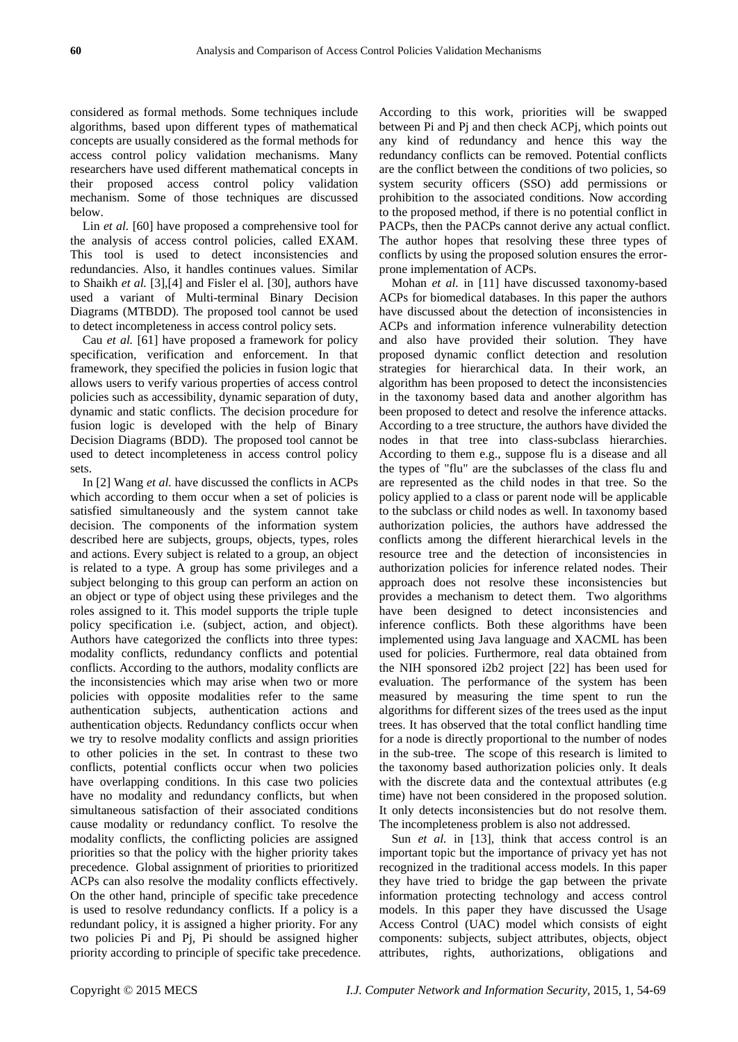considered as formal methods. Some techniques include algorithms, based upon different types of mathematical concepts are usually considered as the formal methods for access control policy validation mechanisms. Many researchers have used different mathematical concepts in their proposed access control policy validation mechanism. Some of those techniques are discussed below.

Lin *et al.* [60] have proposed a comprehensive tool for the analysis of access control policies, called EXAM. This tool is used to detect inconsistencies and redundancies. Also, it handles continues values. Similar to Shaikh *et al.* [3],[4] and Fisler el al. [30], authors have used a variant of Multi-terminal Binary Decision Diagrams (MTBDD). The proposed tool cannot be used to detect incompleteness in access control policy sets.

Cau *et al.* [61] have proposed a framework for policy specification, verification and enforcement. In that framework, they specified the policies in fusion logic that allows users to verify various properties of access control policies such as accessibility, dynamic separation of duty, dynamic and static conflicts. The decision procedure for fusion logic is developed with the help of Binary Decision Diagrams (BDD). The proposed tool cannot be used to detect incompleteness in access control policy sets.

In [2] Wang *et al.* have discussed the conflicts in ACPs which according to them occur when a set of policies is satisfied simultaneously and the system cannot take decision. The components of the information system described here are subjects, groups, objects, types, roles and actions. Every subject is related to a group, an object is related to a type. A group has some privileges and a subject belonging to this group can perform an action on an object or type of object using these privileges and the roles assigned to it. This model supports the triple tuple policy specification i.e. (subject, action, and object). Authors have categorized the conflicts into three types: modality conflicts, redundancy conflicts and potential conflicts. According to the authors, modality conflicts are the inconsistencies which may arise when two or more policies with opposite modalities refer to the same authentication subjects, authentication actions and authentication objects. Redundancy conflicts occur when we try to resolve modality conflicts and assign priorities to other policies in the set. In contrast to these two conflicts, potential conflicts occur when two policies have overlapping conditions. In this case two policies have no modality and redundancy conflicts, but when simultaneous satisfaction of their associated conditions cause modality or redundancy conflict. To resolve the modality conflicts, the conflicting policies are assigned priorities so that the policy with the higher priority takes precedence. Global assignment of priorities to prioritized ACPs can also resolve the modality conflicts effectively. On the other hand, principle of specific take precedence is used to resolve redundancy conflicts. If a policy is a redundant policy, it is assigned a higher priority. For any two policies Pi and Pj, Pi should be assigned higher priority according to principle of specific take precedence. According to this work, priorities will be swapped between Pi and Pj and then check ACPj, which points out any kind of redundancy and hence this way the redundancy conflicts can be removed. Potential conflicts are the conflict between the conditions of two policies, so system security officers (SSO) add permissions or prohibition to the associated conditions. Now according to the proposed method, if there is no potential conflict in PACPs, then the PACPs cannot derive any actual conflict. The author hopes that resolving these three types of conflicts by using the proposed solution ensures the error-prone implementation of ACPs.

Mohan *et al.* in [11] have discussed taxonomy-based ACPs for biomedical databases. In this paper the authors have discussed about the detection of inconsistencies in ACPs and information inference vulnerability detection and also have provided their solution. They have proposed dynamic conflict detection and resolution strategies for hierarchical data. In their work, an algorithm has been proposed to detect the inconsistencies in the taxonomy based data and another algorithm has been proposed to detect and resolve the inference attacks. According to a tree structure, the authors have divided the nodes in that tree into class-subclass hierarchies. According to them e.g., suppose flu is a disease and all the types of "flu" are the subclasses of the class flu and are represented as the child nodes in that tree. So the policy applied to a class or parent node will be applicable to the subclass or child nodes as well. In taxonomy based authorization policies, the authors have addressed the conflicts among the different hierarchical levels in the resource tree and the detection of inconsistencies in authorization policies for inference related nodes. Their approach does not resolve these inconsistencies but provides a mechanism to detect them. Two algorithms have been designed to detect inconsistencies and inference conflicts. Both these algorithms have been implemented using Java language and XACML has been used for policies. Furthermore, real data obtained from the NIH sponsored i2b2 project [22] has been used for evaluation. The performance of the system has been measured by measuring the time spent to run the algorithms for different sizes of the trees used as the input trees. It has observed that the total conflict handling time for a node is directly proportional to the number of nodes in the sub-tree. The scope of this research is limited to the taxonomy based authorization policies only. It deals with the discrete data and the contextual attributes (e.g time) have not been considered in the proposed solution. It only detects inconsistencies but do not resolve them. The incompleteness problem is also not addressed.

Sun *et al.* in [13], think that access control is an important topic but the importance of privacy yet has not recognized in the traditional access models. In this paper they have tried to bridge the gap between the private information protecting technology and access control models. In this paper they have discussed the Usage Access Control (UAC) model which consists of eight components: subjects, subject attributes, objects, object attributes, rights, authorizations, obligations and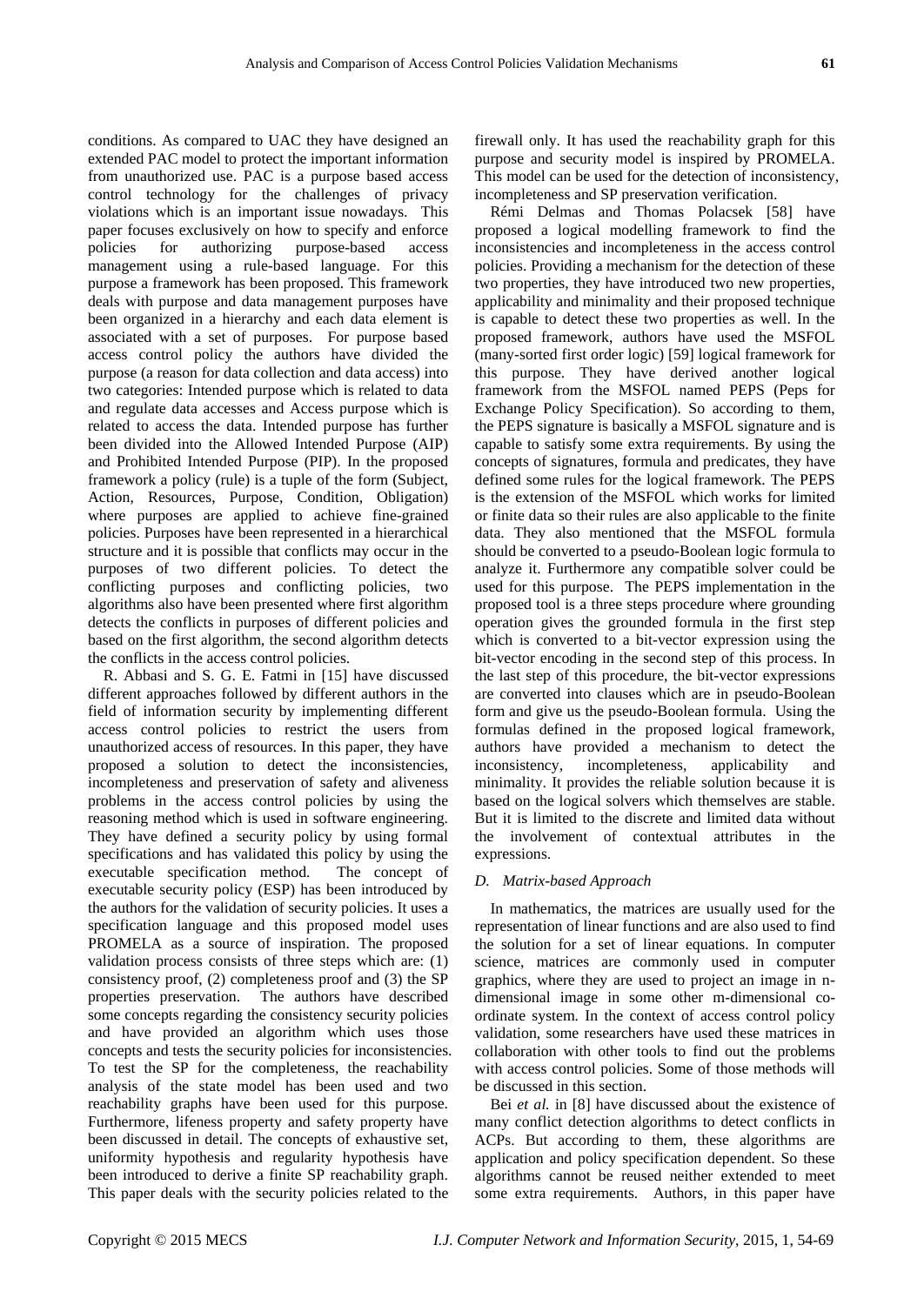conditions. As compared to UAC they have designed an extended PAC model to protect the important information from unauthorized use. PAC is a purpose based access control technology for the challenges of privacy violations which is an important issue nowadays. This paper focuses exclusively on how to specify and enforce policies for authorizing purpose-based access management using a rule-based language. For this purpose a framework has been proposed. This framework deals with purpose and data management purposes have been organized in a hierarchy and each data element is associated with a set of purposes. For purpose based access control policy the authors have divided the purpose (a reason for data collection and data access) into two categories: Intended purpose which is related to data and regulate data accesses and Access purpose which is related to access the data. Intended purpose has further been divided into the Allowed Intended Purpose (AIP) and Prohibited Intended Purpose (PIP). In the proposed framework a policy (rule) is a tuple of the form (Subject, Action, Resources, Purpose, Condition, Obligation) where purposes are applied to achieve fine-grained policies. Purposes have been represented in a hierarchical structure and it is possible that conflicts may occur in the purposes of two different policies. To detect the conflicting purposes and conflicting policies, two algorithms also have been presented where first algorithm detects the conflicts in purposes of different policies and based on the first algorithm, the second algorithm detects the conflicts in the access control policies.

R. Abbasi and S. G. E. Fatmi in [15] have discussed different approaches followed by different authors in the field of information security by implementing different access control policies to restrict the users from unauthorized access of resources. In this paper, they have proposed a solution to detect the inconsistencies, incompleteness and preservation of safety and aliveness problems in the access control policies by using the reasoning method which is used in software engineering. They have defined a security policy by using formal specifications and has validated this policy by using the executable specification method. The concept of executable security policy (ESP) has been introduced by the authors for the validation of security policies. It uses a specification language and this proposed model uses PROMELA as a source of inspiration. The proposed validation process consists of three steps which are: (1) consistency proof, (2) completeness proof and (3) the SP properties preservation. The authors have described some concepts regarding the consistency security policies and have provided an algorithm which uses those concepts and tests the security policies for inconsistencies. To test the SP for the completeness, the reachability analysis of the state model has been used and two reachability graphs have been used for this purpose. Furthermore, lifeness property and safety property have been discussed in detail. The concepts of exhaustive set, uniformity hypothesis and regularity hypothesis have been introduced to derive a finite SP reachability graph. This paper deals with the security policies related to the firewall only. It has used the reachability graph for this purpose and security model is inspired by PROMELA. This model can be used for the detection of inconsistency, incompleteness and SP preservation verification.

Rémi Delmas and Thomas Polacsek [58] have proposed a logical modelling framework to find the inconsistencies and incompleteness in the access control policies. Providing a mechanism for the detection of these two properties, they have introduced two new properties, applicability and minimality and their proposed technique is capable to detect these two properties as well. In the proposed framework, authors have used the MSFOL (many-sorted first order logic) [59] logical framework for this purpose. They have derived another logical framework from the MSFOL named PEPS (Peps for Exchange Policy Specification). So according to them, the PEPS signature is basically a MSFOL signature and is capable to satisfy some extra requirements. By using the concepts of signatures, formula and predicates, they have defined some rules for the logical framework. The PEPS is the extension of the MSFOL which works for limited or finite data so their rules are also applicable to the finite data. They also mentioned that the MSFOL formula should be converted to a pseudo-Boolean logic formula to analyze it. Furthermore any compatible solver could be used for this purpose. The PEPS implementation in the proposed tool is a three steps procedure where grounding operation gives the grounded formula in the first step which is converted to a bit-vector expression using the bit-vector encoding in the second step of this process. In the last step of this procedure, the bit-vector expressions are converted into clauses which are in pseudo-Boolean form and give us the pseudo-Boolean formula. Using the formulas defined in the proposed logical framework, authors have provided a mechanism to detect the inconsistency, incompleteness, applicability and minimality. It provides the reliable solution because it is based on the logical solvers which themselves are stable. But it is limited to the discrete and limited data without the involvement of contextual attributes in the expressions.

### *D. Matrix-based Approach*

In mathematics, the matrices are usually used for the representation of linear functions and are also used to find the solution for a set of linear equations. In computer science, matrices are commonly used in computer graphics, where they are used to project an image in n-dimensional image in some other m-dimensional co-ordinate system. In the context of access control policy validation, some researchers have used these matrices in collaboration with other tools to find out the problems with access control policies. Some of those methods will be discussed in this section.

Bei *et al.* in [8] have discussed about the existence of many conflict detection algorithms to detect conflicts in ACPs. But according to them, these algorithms are application and policy specification dependent. So these algorithms cannot be reused neither extended to meet some extra requirements. Authors, in this paper have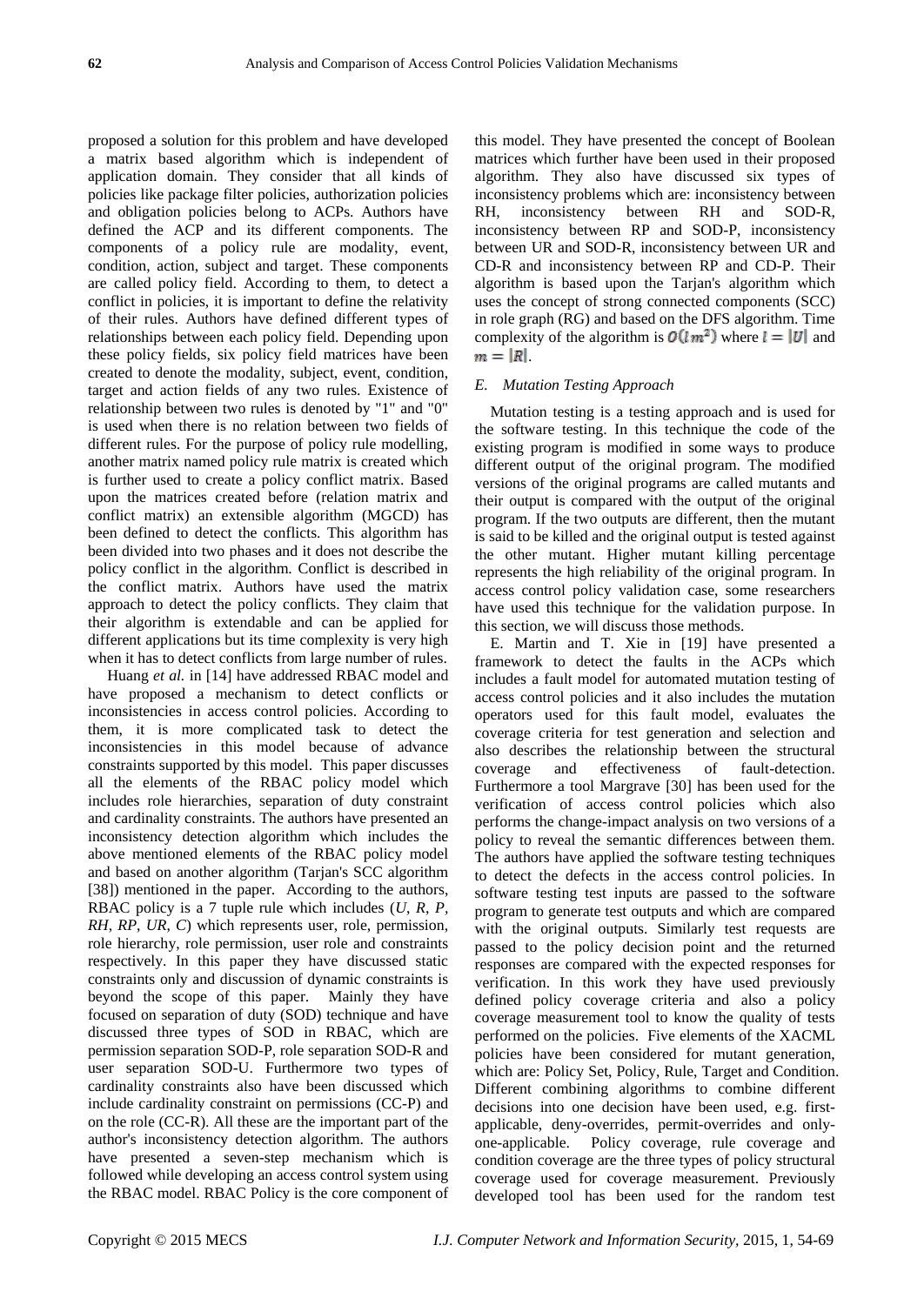proposed a solution for this problem and have developed a matrix based algorithm which is independent of application domain. They consider that all kinds of policies like package filter policies, authorization policies and obligation policies belong to ACPs. Authors have defined the ACP and its different components. The components of a policy rule are modality, event, condition, action, subject and target. These components are called policy field. According to them, to detect a conflict in policies, it is important to define the relativity of their rules. Authors have defined different types of relationships between each policy field. Depending upon these policy fields, six policy field matrices have been created to denote the modality, subject, event, condition, target and action fields of any two rules. Existence of relationship between two rules is denoted by "1" and "0" is used when there is no relation between two fields of different rules. For the purpose of policy rule modelling, another matrix named policy rule matrix is created which is further used to create a policy conflict matrix. Based upon the matrices created before (relation matrix and conflict matrix) an extensible algorithm (MGCD) has been defined to detect the conflicts. This algorithm has been divided into two phases and it does not describe the policy conflict in the algorithm. Conflict is described in the conflict matrix. Authors have used the matrix approach to detect the policy conflicts. They claim that their algorithm is extendable and can be applied for different applications but its time complexity is very high when it has to detect conflicts from large number of rules.

Huang *et al.* in [14] have addressed RBAC model and have proposed a mechanism to detect conflicts or inconsistencies in access control policies. According to them, it is more complicated task to detect the inconsistencies in this model because of advance constraints supported by this model. This paper discusses all the elements of the RBAC policy model which includes role hierarchies, separation of duty constraint and cardinality constraints. The authors have presented an inconsistency detection algorithm which includes the above mentioned elements of the RBAC policy model and based on another algorithm (Tarjan's SCC algorithm [38]) mentioned in the paper. According to the authors, RBAC policy is a 7 tuple rule which includes (*U*, *R*, *P*, *RH*, *RP*, *UR*, *C*) which represents user, role, permission, role hierarchy, role permission, user role and constraints respectively. In this paper they have discussed static constraints only and discussion of dynamic constraints is beyond the scope of this paper. Mainly they have focused on separation of duty (SOD) technique and have discussed three types of SOD in RBAC, which are permission separation SOD-P, role separation SOD-R and user separation SOD-U. Furthermore two types of cardinality constraints also have been discussed which include cardinality constraint on permissions (CC-P) and on the role (CC-R). All these are the important part of the author's inconsistency detection algorithm. The authors have presented a seven-step mechanism which is followed while developing an access control system using the RBAC model. RBAC Policy is the core component of this model. They have presented the concept of Boolean matrices which further have been used in their proposed algorithm. They also have discussed six types of inconsistency problems which are: inconsistency between RH, inconsistency between RH and SOD-R, inconsistency between RP and SOD-P, inconsistency between UR and SOD-R, inconsistency between UR and CD-R and inconsistency between RP and CD-P. Their algorithm is based upon the Tarjan's algorithm which uses the concept of strong connected components (SCC) in role graph (RG) and based on the DFS algorithm. Time complexity of the algorithm is $O(l\,m^2)$ where $l = |U|$ and $m = |R|$.

### *E. Mutation Testing Approach*

Mutation testing is a testing approach and is used for the software testing. In this technique the code of the existing program is modified in some ways to produce different output of the original program. The modified versions of the original programs are called mutants and their output is compared with the output of the original program. If the two outputs are different, then the mutant is said to be killed and the original output is tested against the other mutant. Higher mutant killing percentage represents the high reliability of the original program. In access control policy validation case, some researchers have used this technique for the validation purpose. In this section, we will discuss those methods.

E. Martin and T. Xie in [19] have presented a framework to detect the faults in the ACPs which includes a fault model for automated mutation testing of access control policies and it also includes the mutation operators used for this fault model, evaluates the coverage criteria for test generation and selection and also describes the relationship between the structural coverage and effectiveness of fault-detection. Furthermore a tool Margrave [30] has been used for the verification of access control policies which also performs the change-impact analysis on two versions of a policy to reveal the semantic differences between them. The authors have applied the software testing techniques to detect the defects in the access control policies. In software testing test inputs are passed to the software program to generate test outputs and which are compared with the original outputs. Similarly test requests are passed to the policy decision point and the returned responses are compared with the expected responses for verification. In this work they have used previously defined policy coverage criteria and also a policy coverage measurement tool to know the quality of tests performed on the policies. Five elements of the XACML policies have been considered for mutant generation, which are: Policy Set, Policy, Rule, Target and Condition. Different combining algorithms to combine different decisions into one decision have been used, e.g. first-applicable, deny-overrides, permit-overrides and only-one-applicable. Policy coverage, rule coverage and condition coverage are the three types of policy structural coverage used for coverage measurement. Previously developed tool has been used for the random test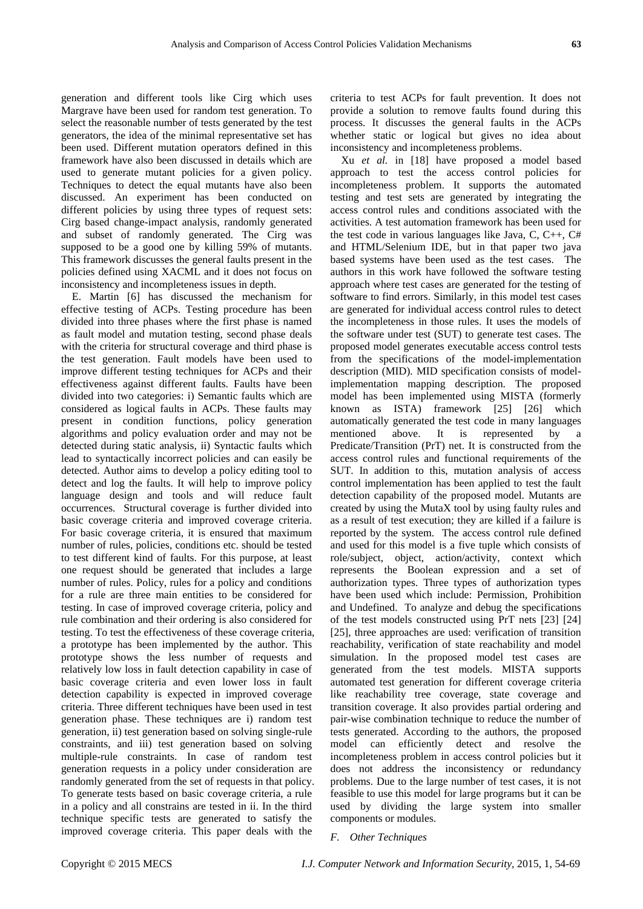generation and different tools like Cirg which uses Margrave have been used for random test generation. To select the reasonable number of tests generated by the test generators, the idea of the minimal representative set has been used. Different mutation operators defined in this framework have also been discussed in details which are used to generate mutant policies for a given policy. Techniques to detect the equal mutants have also been discussed. An experiment has been conducted on different policies by using three types of request sets: Cirg based change-impact analysis, randomly generated and subset of randomly generated. The Cirg was supposed to be a good one by killing 59% of mutants. This framework discusses the general faults present in the policies defined using XACML and it does not focus on inconsistency and incompleteness issues in depth.

E. Martin [6] has discussed the mechanism for effective testing of ACPs. Testing procedure has been divided into three phases where the first phase is named as fault model and mutation testing, second phase deals with the criteria for structural coverage and third phase is the test generation. Fault models have been used to improve different testing techniques for ACPs and their effectiveness against different faults. Faults have been divided into two categories: i) Semantic faults which are considered as logical faults in ACPs. These faults may present in condition functions, policy generation algorithms and policy evaluation order and may not be detected during static analysis, ii) Syntactic faults which lead to syntactically incorrect policies and can easily be detected. Author aims to develop a policy editing tool to detect and log the faults. It will help to improve policy language design and tools and will reduce fault occurrences. Structural coverage is further divided into basic coverage criteria and improved coverage criteria. For basic coverage criteria, it is ensured that maximum number of rules, policies, conditions etc. should be tested to test different kind of faults. For this purpose, at least one request should be generated that includes a large number of rules. Policy, rules for a policy and conditions for a rule are three main entities to be considered for testing. In case of improved coverage criteria, policy and rule combination and their ordering is also considered for testing. To test the effectiveness of these coverage criteria, a prototype has been implemented by the author. This prototype shows the less number of requests and relatively low loss in fault detection capability in case of basic coverage criteria and even lower loss in fault detection capability is expected in improved coverage criteria. Three different techniques have been used in test generation phase. These techniques are i) random test generation, ii) test generation based on solving single-rule constraints, and iii) test generation based on solving multiple-rule constraints. In case of random test generation requests in a policy under consideration are randomly generated from the set of requests in that policy. To generate tests based on basic coverage criteria, a rule in a policy and all constrains are tested in ii. In the third technique specific tests are generated to satisfy the improved coverage criteria. This paper deals with the criteria to test ACPs for fault prevention. It does not provide a solution to remove faults found during this process. It discusses the general faults in the ACPs whether static or logical but gives no idea about inconsistency and incompleteness problems.

Xu *et al.* in [18] have proposed a model based approach to test the access control policies for incompleteness problem. It supports the automated testing and test sets are generated by integrating the access control rules and conditions associated with the activities. A test automation framework has been used for the test code in various languages like Java, C, C++, C# and HTML/Selenium IDE, but in that paper two java based systems have been used as the test cases. The authors in this work have followed the software testing approach where test cases are generated for the testing of software to find errors. Similarly, in this model test cases are generated for individual access control rules to detect the incompleteness in those rules. It uses the models of the software under test (SUT) to generate test cases. The proposed model generates executable access control tests from the specifications of the model-implementation description (MID). MID specification consists of model-implementation mapping description. The proposed model has been implemented using MISTA (formerly known as ISTA) framework [25] [26] which automatically generated the test code in many languages mentioned above. It is represented by a Predicate/Transition (PrT) net. It is constructed from the access control rules and functional requirements of the SUT. In addition to this, mutation analysis of access control implementation has been applied to test the fault detection capability of the proposed model. Mutants are created by using the MutaX tool by using faulty rules and as a result of test execution; they are killed if a failure is reported by the system. The access control rule defined and used for this model is a five tuple which consists of role/subject, object, action/activity, context which represents the Boolean expression and a set of authorization types. Three types of authorization types have been used which include: Permission, Prohibition and Undefined. To analyze and debug the specifications of the test models constructed using PrT nets [23] [24] [25], three approaches are used: verification of transition reachability, verification of state reachability and model simulation. In the proposed model test cases are generated from the test models. MISTA supports automated test generation for different coverage criteria like reachability tree coverage, state coverage and transition coverage. It also provides partial ordering and pair-wise combination technique to reduce the number of tests generated. According to the authors, the proposed model can efficiently detect and resolve the incompleteness problem in access control policies but it does not address the inconsistency or redundancy problems. Due to the large number of test cases, it is not feasible to use this model for large programs but it can be used by dividing the large system into smaller components or modules.

### *F. Other Techniques*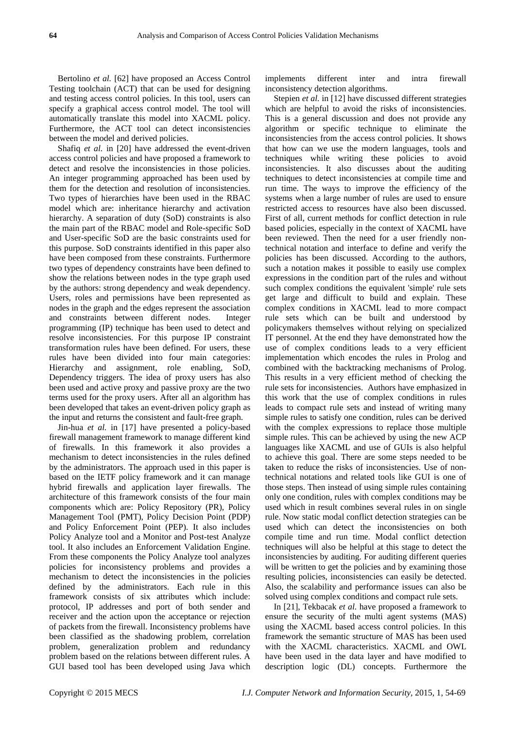Bertolino *et al.* [62] have proposed an Access Control Testing toolchain (ACT) that can be used for designing and testing access control policies. In this tool, users can specify a graphical access control model. The tool will automatically translate this model into XACML policy. Furthermore, the ACT tool can detect inconsistencies between the model and derived policies.

Shafiq *et al.* in [20] have addressed the event-driven access control policies and have proposed a framework to detect and resolve the inconsistencies in those policies. An integer programming approached has been used by them for the detection and resolution of inconsistencies. Two types of hierarchies have been used in the RBAC model which are: inheritance hierarchy and activation hierarchy. A separation of duty (SoD) constraints is also the main part of the RBAC model and Role-specific SoD and User-specific SoD are the basic constraints used for this purpose. SoD constraints identified in this paper also have been composed from these constraints. Furthermore two types of dependency constraints have been defined to show the relations between nodes in the type graph used by the authors: strong dependency and weak dependency. Users, roles and permissions have been represented as nodes in the graph and the edges represent the association and constraints between different nodes. Integer programming (IP) technique has been used to detect and resolve inconsistencies. For this purpose IP constraint transformation rules have been defined. For users, these rules have been divided into four main categories: Hierarchy and assignment, role enabling, SoD, Dependency triggers. The idea of proxy users has also been used and active proxy and passive proxy are the two terms used for the proxy users. After all an algorithm has been developed that takes an event-driven policy graph as the input and returns the consistent and fault-free graph.

Jin-hua *et al.* in [17] have presented a policy-based firewall management framework to manage different kind of firewalls. In this framework it also provides a mechanism to detect inconsistencies in the rules defined by the administrators. The approach used in this paper is based on the IETF policy framework and it can manage hybrid firewalls and application layer firewalls. The architecture of this framework consists of the four main components which are: Policy Repository (PR), Policy Management Tool (PMT), Policy Decision Point (PDP) and Policy Enforcement Point (PEP). It also includes Policy Analyze tool and a Monitor and Post-test Analyze tool. It also includes an Enforcement Validation Engine. From these components the Policy Analyze tool analyzes policies for inconsistency problems and provides a mechanism to detect the inconsistencies in the policies defined by the administrators. Each rule in this framework consists of six attributes which include: protocol, IP addresses and port of both sender and receiver and the action upon the acceptance or rejection of packets from the firewall. Inconsistency problems have been classified as the shadowing problem, correlation problem, generalization problem and redundancy problem based on the relations between different rules. A GUI based tool has been developed using Java which implements different inter and intra firewall inconsistency detection algorithms.

Stepien *et al.* in [12] have discussed different strategies which are helpful to avoid the risks of inconsistencies. This is a general discussion and does not provide any algorithm or specific technique to eliminate the inconsistencies from the access control policies. It shows that how can we use the modern languages, tools and techniques while writing these policies to avoid inconsistencies. It also discusses about the auditing techniques to detect inconsistencies at compile time and run time. The ways to improve the efficiency of the systems when a large number of rules are used to ensure restricted access to resources have also been discussed. First of all, current methods for conflict detection in rule based policies, especially in the context of XACML have been reviewed. Then the need for a user friendly non-technical notation and interface to define and verify the policies has been discussed. According to the authors, such a notation makes it possible to easily use complex expressions in the condition part of the rules and without such complex conditions the equivalent 'simple' rule sets get large and difficult to build and explain. These complex conditions in XACML lead to more compact rule sets which can be built and understood by policymakers themselves without relying on specialized IT personnel. At the end they have demonstrated how the use of complex conditions leads to a very efficient implementation which encodes the rules in Prolog and combined with the backtracking mechanisms of Prolog. This results in a very efficient method of checking the rule sets for inconsistencies. Authors have emphasized in this work that the use of complex conditions in rules leads to compact rule sets and instead of writing many simple rules to satisfy one condition, rules can be derived with the complex expressions to replace those multiple simple rules. This can be achieved by using the new ACP languages like XACML and use of GUIs is also helpful to achieve this goal. There are some steps needed to be taken to reduce the risks of inconsistencies. Use of non-technical notations and related tools like GUI is one of those steps. Then instead of using simple rules containing only one condition, rules with complex conditions may be used which in result combines several rules in on single rule. Now static modal conflict detection strategies can be used which can detect the inconsistencies on both compile time and run time. Modal conflict detection techniques will also be helpful at this stage to detect the inconsistencies by auditing. For auditing different queries will be written to get the policies and by examining those resulting policies, inconsistencies can easily be detected. Also, the scalability and performance issues can also be solved using complex conditions and compact rule sets.

In [21], Tekbacak *et al.* have proposed a framework to ensure the security of the multi agent systems (MAS) using the XACML based access control policies. In this framework the semantic structure of MAS has been used with the XACML characteristics. XACML and OWL have been used in the data layer and have modified to description logic (DL) concepts. Furthermore the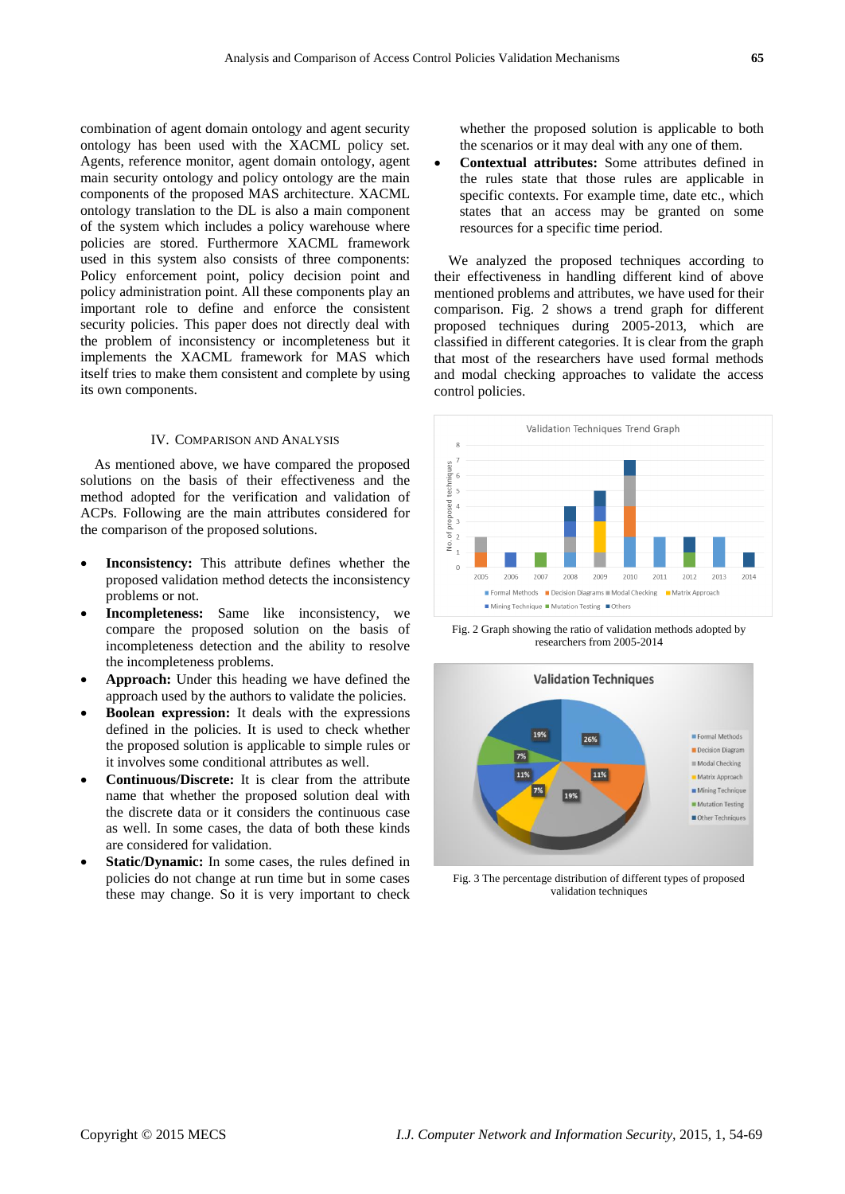combination of agent domain ontology and agent security ontology has been used with the XACML policy set. Agents, reference monitor, agent domain ontology, agent main security ontology and policy ontology are the main components of the proposed MAS architecture. XACML ontology translation to the DL is also a main component of the system which includes a policy warehouse where policies are stored. Furthermore XACML framework used in this system also consists of three components: Policy enforcement point, policy decision point and policy administration point. All these components play an important role to define and enforce the consistent security policies. This paper does not directly deal with the problem of inconsistency or incompleteness but it implements the XACML framework for MAS which itself tries to make them consistent and complete by using its own components.

## IV. Comparison and Analysis

As mentioned above, we have compared the proposed solutions on the basis of their effectiveness and the method adopted for the verification and validation of ACPs. Following are the main attributes considered for the comparison of the proposed solutions.

- **Inconsistency:** This attribute defines whether the proposed validation method detects the inconsistency problems or not.
- **Incompleteness:** Same like inconsistency, we compare the proposed solution on the basis of incompleteness detection and the ability to resolve the incompleteness problems.
- **Approach:** Under this heading we have defined the approach used by the authors to validate the policies.
- **Boolean expression:** It deals with the expressions defined in the policies. It is used to check whether the proposed solution is applicable to simple rules or it involves some conditional attributes as well.
- **Continuous/Discrete:** It is clear from the attribute name that whether the proposed solution deal with the discrete data or it considers the continuous case as well. In some cases, the data of both these kinds are considered for validation.
- **Static/Dynamic:** In some cases, the rules defined in policies do not change at run time but in some cases these may change. So it is very important to check whether the proposed solution is applicable to both the scenarios or it may deal with any one of them.
- **Contextual attributes:** Some attributes defined in the rules state that those rules are applicable in specific contexts. For example time, date etc., which states that an access may be granted on some resources for a specific time period.

We analyzed the proposed techniques according to their effectiveness in handling different kind of above mentioned problems and attributes, we have used for their comparison. Fig. 2 shows a trend graph for different proposed techniques during 2005-2013, which are classified in different categories. It is clear from the graph that most of the researchers have used formal methods and modal checking approaches to validate the access control policies.

Fig. 2 Graph showing the ratio of validation methods adopted by researchers from 2005-2014

Fig. 3 The percentage distribution of different types of proposed validation techniques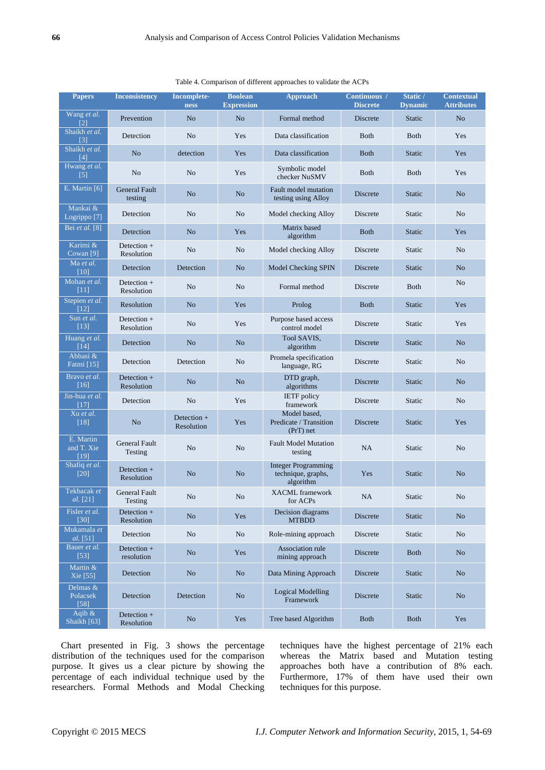Table 4. Comparison of different approaches to validate the ACPs

| Papers | Inconsistency | Incomplete-ness | Boolean Expression | Approach | Continuous / Discrete | Static / Dynamic | Contextual Attributes |
|---|---|---|---|---|---|---|---|
| Wang *et al.* [2] | Prevention | No | No | Formal method | Discrete | Static | No |
| Shaikh *et al.* [3] | Detection | No | Yes | Data classification | Both | Both | Yes |
| Shaikh *et al.* [4] | No | detection | Yes | Data classification | Both | Static | Yes |
| Hwang *et al.* [5] | No | No | Yes | Symbolic model checker NuSMV | Both | Both | Yes |
| E. Martin [6] | General Fault testing | No | No | Fault model mutation testing using Alloy | Discrete | Static | No |
| Mankai & Logrippo [7] | Detection | No | No | Model checking Alloy | Discrete | Static | No |
| Bei *et al.* [8] | Detection | No | Yes | Matrix based algorithm | Both | Static | Yes |
| Karimi & Cowan [9] | Detection + Resolution | No | No | Model checking Alloy | Discrete | Static | No |
| Ma *et al.* [10] | Detection | Detection | No | Model Checking SPIN | Discrete | Static | No |
| Mohan *et al.* [11] | Detection + Resolution | No | No | Formal method | Discrete | Both | No |
| Stepien *et al.* [12] | Resolution | No | Yes | Prolog | Both | Static | Yes |
| Sun *et al.* [13] | Detection + Resolution | No | Yes | Purpose based access control model | Discrete | Static | Yes |
| Huang *et al.* [14] | Detection | No | No | Tool SAVIS, algorithm | Discrete | Static | No |
| Abbasi & Fatmi [15] | Detection | Detection | No | Promela specification language, RG | Discrete | Static | No |
| Bravo *et al.* [16] | Detection + Resolution | No | No | DTD graph, algorithms | Discrete | Static | No |
| Jin-hua *et al.* [17] | Detection | No | Yes | IETF policy framework | Discrete | Static | No |
| Xu *et al.* [18] | No | Detection + Resolution | Yes | Model based, Predicate / Transition (PrT) net | Discrete | Static | Yes |
| E. Martin and T. Xie [19] | General Fault Testing | No | No | Fault Model Mutation testing | NA | Static | No |
| Shafiq *et al.* [20] | Detection + Resolution | No | No | Integer Programming technique, graphs, algorithm | Yes | Static | No |
| Tekbacak *et al.* [21] | General Fault Testing | No | No | XACML framework for ACPs | NA | Static | No |
| Fisler *et al.* [30] | Detection + Resolution | No | Yes | Decision diagrams MTBDD | Discrete | Static | No |
| Mukamala *et al.* [51] | Detection | No | No | Role-mining approach | Discrete | Static | No |
| Bauer *et al.* [53] | Detection + resolution | No | Yes | Association rule mining approach | Discrete | Both | No |
| Martin & Xie [55] | Detection | No | No | Data Mining Approach | Discrete | Static | No |
| Delmas & Polacsek [58] | Detection | Detection | No | Logical Modelling Framework | Discrete | Static | No |
| Aqib & Shaikh [63] | Detection + Resolution | No | Yes | Tree based Algorithm | Both | Both | Yes |

Chart presented in Fig. 3 shows the percentage distribution of the techniques used for the comparison purpose. It gives us a clear picture by showing the percentage of each individual technique used by the researchers. Formal Methods and Modal Checking techniques have the highest percentage of 21% each whereas the Matrix based and Mutation testing approaches both have a contribution of 8% each. Furthermore, 17% of them have used their own techniques for this purpose.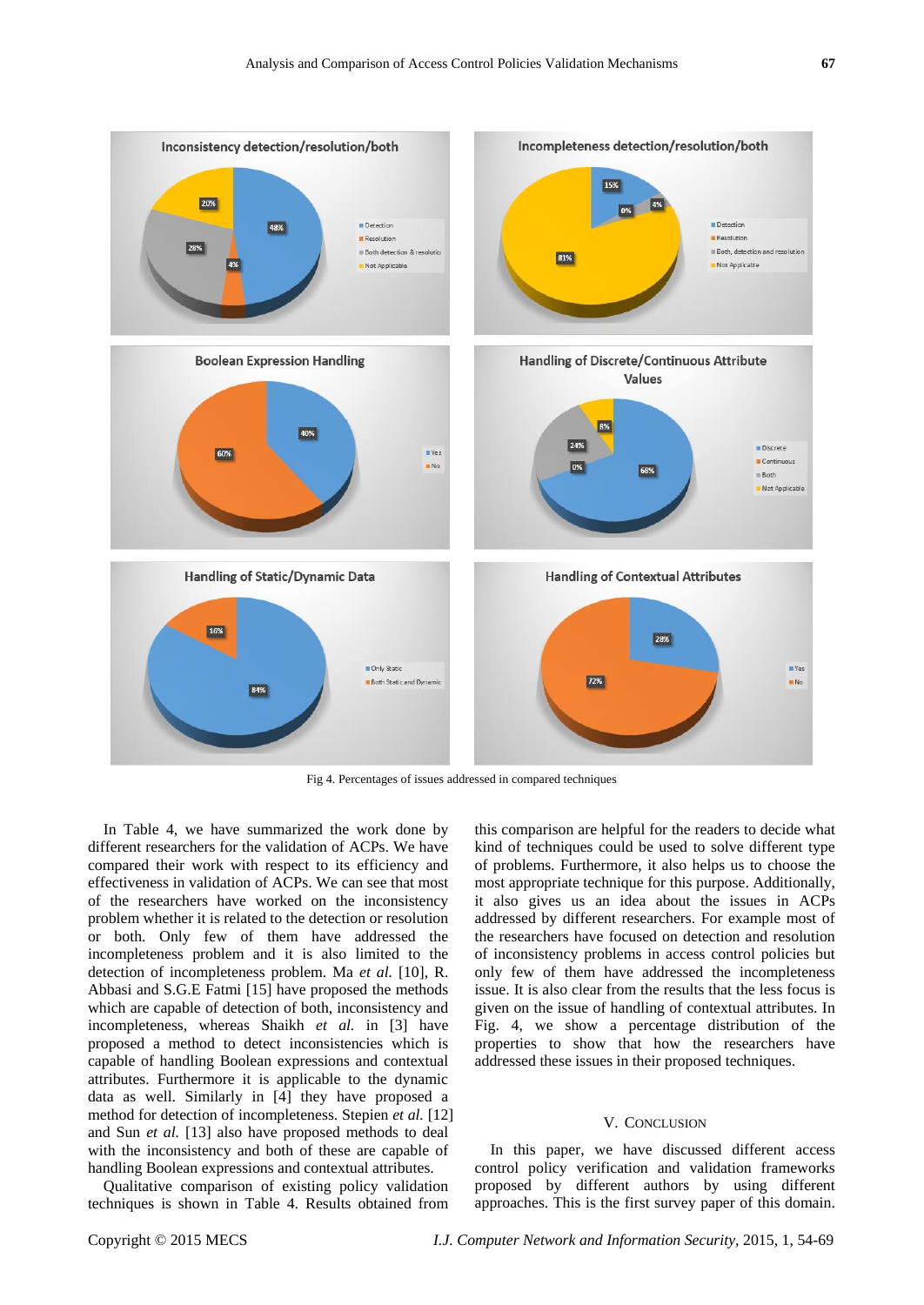Fig 4. Percentages of issues addressed in compared techniques

In Table 4, we have summarized the work done by different researchers for the validation of ACPs. We have compared their work with respect to its efficiency and effectiveness in validation of ACPs. We can see that most of the researchers have worked on the inconsistency problem whether it is related to the detection or resolution or both. Only few of them have addressed the incompleteness problem and it is also limited to the detection of incompleteness problem. Ma *et al.* [10], R. Abbasi and S.G.E Fatmi [15] have proposed the methods which are capable of detection of both, inconsistency and incompleteness, whereas Shaikh *et al.* in [3] have proposed a method to detect inconsistencies which is capable of handling Boolean expressions and contextual attributes. Furthermore it is applicable to the dynamic data as well. Similarly in [4] they have proposed a method for detection of incompleteness. Stepien *et al.* [12] and Sun *et al.* [13] also have proposed methods to deal with the inconsistency and both of these are capable of handling Boolean expressions and contextual attributes.

Qualitative comparison of existing policy validation techniques is shown in Table 4. Results obtained from this comparison are helpful for the readers to decide what kind of techniques could be used to solve different type of problems. Furthermore, it also helps us to choose the most appropriate technique for this purpose. Additionally, it also gives us an idea about the issues in ACPs addressed by different researchers. For example most of the researchers have focused on detection and resolution of inconsistency problems in access control policies but only few of them have addressed the incompleteness issue. It is also clear from the results that the less focus is given on the issue of handling of contextual attributes. In Fig. 4, we show a percentage distribution of the properties to show that how the researchers have addressed these issues in their proposed techniques.

## V. Conclusion

In this paper, we have discussed different access control policy verification and validation frameworks proposed by different authors by using different approaches. This is the first survey paper of this domain.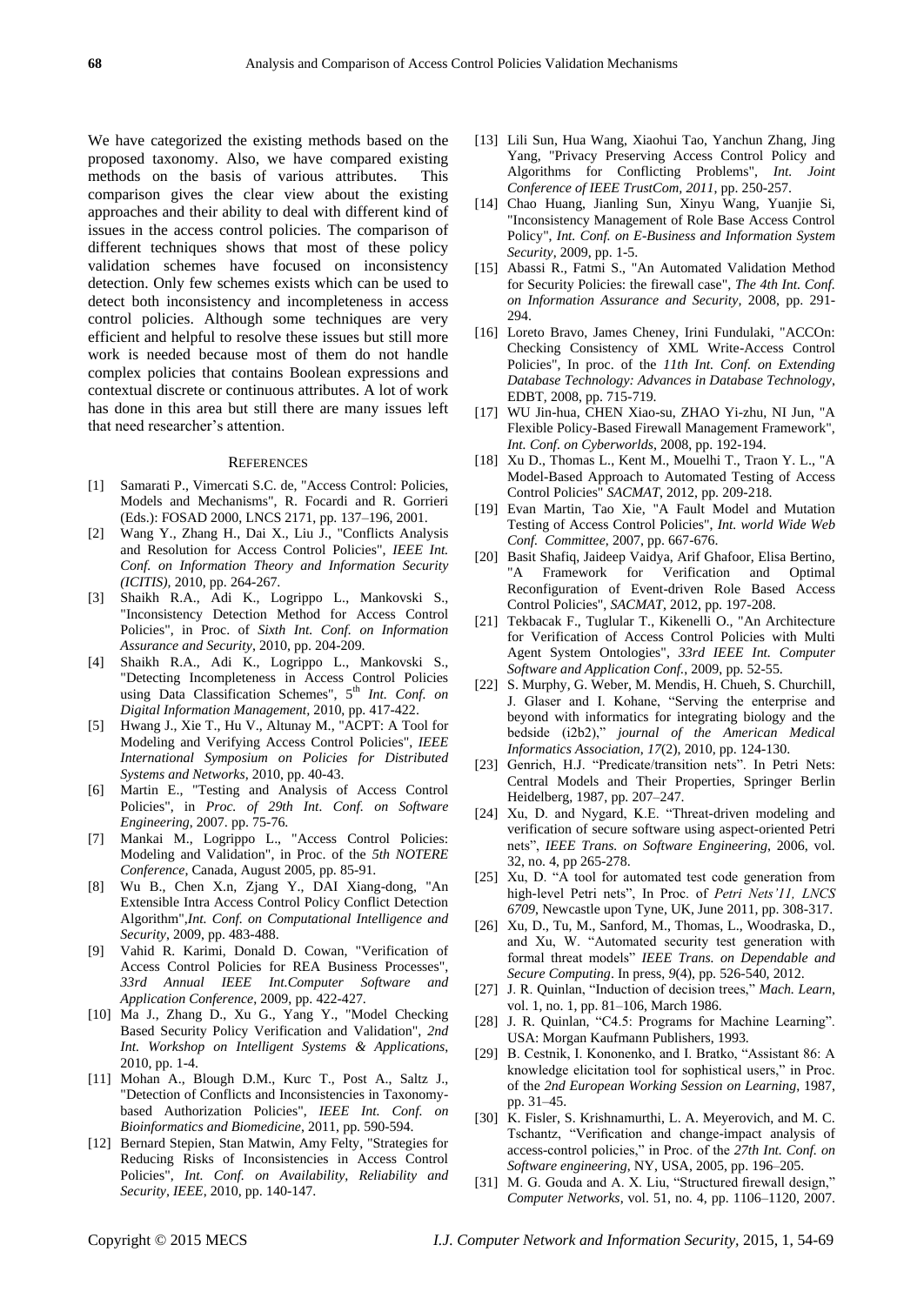We have categorized the existing methods based on the proposed taxonomy. Also, we have compared existing methods on the basis of various attributes. This comparison gives the clear view about the existing approaches and their ability to deal with different kind of issues in the access control policies. The comparison of different techniques shows that most of these policy validation schemes have focused on inconsistency detection. Only few schemes exists which can be used to detect both inconsistency and incompleteness in access control policies. Although some techniques are very efficient and helpful to resolve these issues but still more work is needed because most of them do not handle complex policies that contains Boolean expressions and contextual discrete or continuous attributes. A lot of work has done in this area but still there are many issues left that need researcher's attention.

## REFERENCES

[1] Samarati P., Vimercati S.C. de, "Access Control: Policies, Models and Mechanisms", R. Focardi and R. Gorrieri (Eds.): FOSAD 2000, LNCS 2171, pp. 137–196, 2001.

[2] Wang Y., Zhang H., Dai X., Liu J., "Conflicts Analysis and Resolution for Access Control Policies", *IEEE Int. Conf. on Information Theory and Information Security (ICITIS)*, 2010, pp. 264-267.

[3] Shaikh R.A., Adi K., Logrippo L., Mankovski S., "Inconsistency Detection Method for Access Control Policies", in Proc. of *Sixth Int. Conf. on Information Assurance and Security*, 2010, pp. 204-209.

[4] Shaikh R.A., Adi K., Logrippo L., Mankovski S., "Detecting Incompleteness in Access Control Policies using Data Classification Schemes", 5th *Int. Conf. on Digital Information Management,* 2010, pp. 417-422.

[5] Hwang J., Xie T., Hu V., Altunay M., "ACPT: A Tool for Modeling and Verifying Access Control Policies", *IEEE International Symposium on Policies for Distributed Systems and Networks*, 2010, pp. 40-43.

[6] Martin E., "Testing and Analysis of Access Control Policies", in *Proc. of 29th Int. Conf. on Software Engineering*, 2007. pp. 75-76.

[7] Mankai M., Logrippo L., "Access Control Policies: Modeling and Validation", in Proc. of the *5th NOTERE Conference*, Canada, August 2005, pp. 85-91.

[8] Wu B., Chen X.n, Zjang Y., DAI Xiang-dong, "An Extensible Intra Access Control Policy Conflict Detection Algorithm",*Int. Conf. on Computational Intelligence and Security*, 2009, pp. 483-488.

[9] Vahid R. Karimi, Donald D. Cowan, "Verification of Access Control Policies for REA Business Processes", *33rd Annual IEEE Int.Computer Software and Application Conference*, 2009, pp. 422-427.

[10] Ma J., Zhang D., Xu G., Yang Y., "Model Checking Based Security Policy Verification and Validation", *2nd Int. Workshop on Intelligent Systems & Applications*, 2010, pp. 1-4.

[11] Mohan A., Blough D.M., Kurc T., Post A., Saltz J., "Detection of Conflicts and Inconsistencies in Taxonomy-based Authorization Policies", *IEEE Int. Conf. on Bioinformatics and Biomedicine*, 2011, pp. 590-594.

[12] Bernard Stepien, Stan Matwin, Amy Felty, "Strategies for Reducing Risks of Inconsistencies in Access Control Policies", *Int. Conf. on Availability, Reliability and Security, IEEE*, 2010, pp. 140-147.

[13] Lili Sun, Hua Wang, Xiaohui Tao, Yanchun Zhang, Jing Yang, "Privacy Preserving Access Control Policy and Algorithms for Conflicting Problems", *Int. Joint Conference of IEEE TrustCom, 2011*, pp. 250-257.

[14] Chao Huang, Jianling Sun, Xinyu Wang, Yuanjie Si, "Inconsistency Management of Role Base Access Control Policy", *Int. Conf. on E-Business and Information System Security*, 2009, pp. 1-5.

[15] Abassi R., Fatmi S., "An Automated Validation Method for Security Policies: the firewall case", *The 4th Int. Conf. on Information Assurance and Security*, 2008, pp. 291-294.

[16] Loreto Bravo, James Cheney, Irini Fundulaki, "ACCOn: Checking Consistency of XML Write-Access Control Policies", In proc. of the *11th Int. Conf. on Extending Database Technology: Advances in Database Technology*, EDBT, 2008, pp. 715-719.

[17] WU Jin-hua, CHEN Xiao-su, ZHAO Yi-zhu, NI Jun, "A Flexible Policy-Based Firewall Management Framework", *Int. Conf. on Cyberworlds*, 2008, pp. 192-194.

[18] Xu D., Thomas L., Kent M., Mouelhi T., Traon Y. L., "A Model-Based Approach to Automated Testing of Access Control Policies" *SACMAT*, 2012, pp. 209-218.

[19] Evan Martin, Tao Xie, "A Fault Model and Mutation Testing of Access Control Policies", *Int. world Wide Web Conf. Committee*, 2007, pp. 667-676.

[20] Basit Shafiq, Jaideep Vaidya, Arif Ghafoor, Elisa Bertino, "A Framework for Verification and Optimal Reconfiguration of Event-driven Role Based Access Control Policies", *SACMAT*, 2012, pp. 197-208.

[21] Tekbacak F., Tuglular T., Kikenelli O., "An Architecture for Verification of Access Control Policies with Multi Agent System Ontologies", *33rd IEEE Int. Computer Software and Application Conf.*, 2009, pp. 52-55.

[22] S. Murphy, G. Weber, M. Mendis, H. Chueh, S. Churchill, J. Glaser and I. Kohane, "Serving the enterprise and beyond with informatics for integrating biology and the bedside (i2b2)," *journal of the American Medical Informatics Association, 17*(2), 2010, pp. 124-130.

[23] Genrich, H.J. "Predicate/transition nets". In Petri Nets: Central Models and Their Properties, Springer Berlin Heidelberg, 1987, pp. 207–247.

[24] Xu, D. and Nygard, K.E. "Threat-driven modeling and verification of secure software using aspect-oriented Petri nets", *IEEE Trans. on Software Engineering*, 2006, vol. 32, no. 4, pp 265-278.

[25] Xu, D. "A tool for automated test code generation from high-level Petri nets", In Proc. of *Petri Nets'11, LNCS 6709*, Newcastle upon Tyne, UK, June 2011, pp. 308-317.

[26] Xu, D., Tu, M., Sanford, M., Thomas, L., Woodraska, D., and Xu, W. "Automated security test generation with formal threat models" *IEEE Trans. on Dependable and Secure Computing*. In press, *9*(4), pp. 526-540, 2012.

[27] J. R. Quinlan, "Induction of decision trees," *Mach. Learn*, vol. 1, no. 1, pp. 81–106, March 1986.

[28] J. R. Quinlan, "C4.5: Programs for Machine Learning". USA: Morgan Kaufmann Publishers, 1993.

[29] B. Cestnik, I. Kononenko, and I. Bratko, "Assistant 86: A knowledge elicitation tool for sophistical users," in Proc. of the *2nd European Working Session on Learning*, 1987, pp. 31–45.

[30] K. Fisler, S. Krishnamurthi, L. A. Meyerovich, and M. C. Tschantz, "Verification and change-impact analysis of access-control policies," in Proc. of the *27th Int. Conf. on Software engineering*, NY, USA, 2005, pp. 196–205.

[31] M. G. Gouda and A. X. Liu, "Structured firewall design," *Computer Networks*, vol. 51, no. 4, pp. 1106–1120, 2007.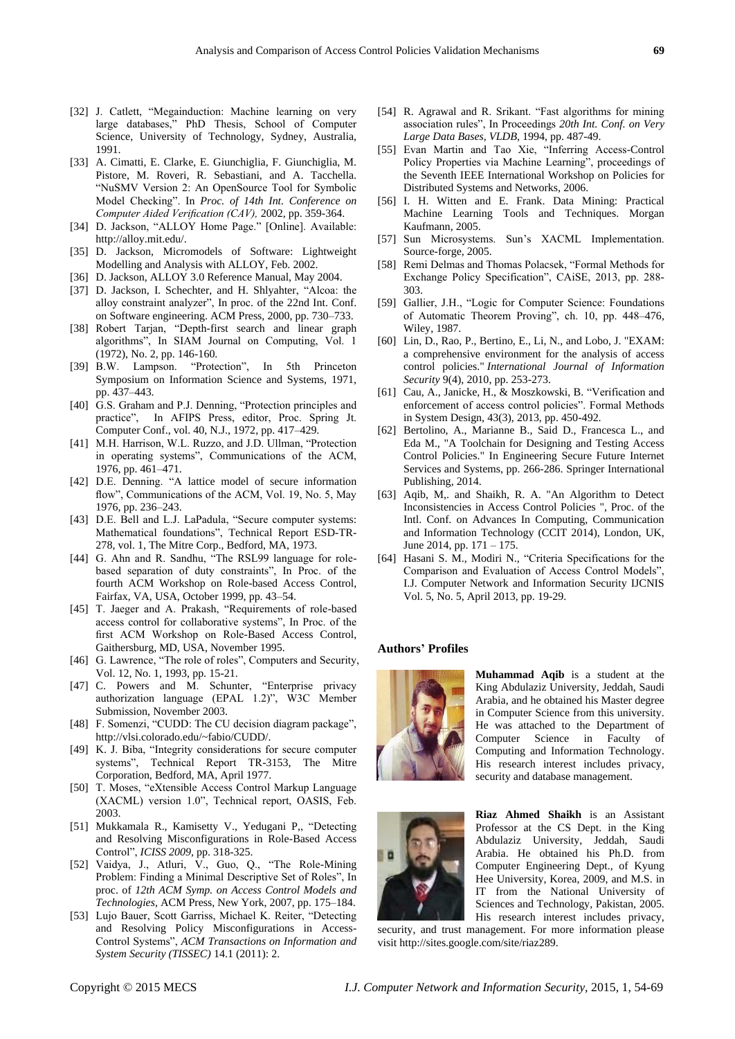[32] J. Catlett, "Megainduction: Machine learning on very large databases," PhD Thesis, School of Computer Science, University of Technology, Sydney, Australia, 1991.

[33] A. Cimatti, E. Clarke, E. Giunchiglia, F. Giunchiglia, M. Pistore, M. Roveri, R. Sebastiani, and A. Tacchella. "NuSMV Version 2: An OpenSource Tool for Symbolic Model Checking". In *Proc. of 14th Int. Conference on Computer Aided Verification (CAV),* 2002, pp. 359-364.

[34] D. Jackson, "ALLOY Home Page." [Online]. Available: http://alloy.mit.edu/.

[35] D. Jackson, Micromodels of Software: Lightweight Modelling and Analysis with ALLOY, Feb. 2002.

[36] D. Jackson, ALLOY 3.0 Reference Manual, May 2004.

[37] D. Jackson, I. Schechter, and H. Shlyahter, "Alcoa: the alloy constraint analyzer", In proc. of the 22nd Int. Conf. on Software engineering. ACM Press, 2000, pp. 730–733.

[38] Robert Tarjan, "Depth-first search and linear graph algorithms", In SIAM Journal on Computing, Vol. 1 (1972), No. 2, pp. 146-160.

[39] B.W. Lampson. "Protection", In 5th Princeton Symposium on Information Science and Systems, 1971, pp. 437–443.

[40] G.S. Graham and P.J. Denning, "Protection principles and practice", In AFIPS Press, editor, Proc. Spring Jt. Computer Conf., vol. 40, N.J., 1972, pp. 417–429.

[41] M.H. Harrison, W.L. Ruzzo, and J.D. Ullman, "Protection in operating systems", Communications of the ACM, 1976, pp. 461–471.

[42] D.E. Denning. "A lattice model of secure information flow", Communications of the ACM, Vol. 19, No. 5, May 1976, pp. 236–243.

[43] D.E. Bell and L.J. LaPadula, "Secure computer systems: Mathematical foundations", Technical Report ESD-TR-278, vol. 1, The Mitre Corp., Bedford, MA, 1973.

[44] G. Ahn and R. Sandhu, "The RSL99 language for role-based separation of duty constraints", In Proc. of the fourth ACM Workshop on Role-based Access Control, Fairfax, VA, USA, October 1999, pp. 43–54.

[45] T. Jaeger and A. Prakash, "Requirements of role-based access control for collaborative systems", In Proc. of the first ACM Workshop on Role-Based Access Control, Gaithersburg, MD, USA, November 1995.

[46] G. Lawrence, "The role of roles", Computers and Security, Vol. 12, No. 1, 1993, pp. 15-21.

[47] C. Powers and M. Schunter, "Enterprise privacy authorization language (EPAL 1.2)", W3C Member Submission, November 2003.

[48] F. Somenzi, "CUDD: The CU decision diagram package", http://vlsi.colorado.edu/~fabio/CUDD/.

[49] K. J. Biba, "Integrity considerations for secure computer systems", Technical Report TR-3153, The Mitre Corporation, Bedford, MA, April 1977.

[50] T. Moses, "eXtensible Access Control Markup Language (XACML) version 1.0", Technical report, OASIS, Feb. 2003.

[51] Mukkamala R., Kamisetty V., Yedugani P,, "Detecting and Resolving Misconfigurations in Role-Based Access Control", *ICISS 2009*, pp. 318-325.

[52] Vaidya, J., Atluri, V., Guo, Q., "The Role-Mining Problem: Finding a Minimal Descriptive Set of Roles", In proc. of *12th ACM Symp. on Access Control Models and Technologies*, ACM Press, New York, 2007, pp. 175–184.

[53] Lujo Bauer, Scott Garriss, Michael K. Reiter, "Detecting and Resolving Policy Misconfigurations in Access-Control Systems", *ACM Transactions on Information and System Security (TISSEC)* 14.1 (2011): 2.

[54] R. Agrawal and R. Srikant. "Fast algorithms for mining association rules", In Proceedings *20th Int. Conf. on Very Large Data Bases, VLDB*, 1994, pp. 487-49.

[55] Evan Martin and Tao Xie, "Inferring Access-Control Policy Properties via Machine Learning", proceedings of the Seventh IEEE International Workshop on Policies for Distributed Systems and Networks, 2006.

[56] I. H. Witten and E. Frank. Data Mining: Practical Machine Learning Tools and Techniques. Morgan Kaufmann, 2005.

[57] Sun Microsystems. Sun's XACML Implementation. Source-forge, 2005.

[58] Remi Delmas and Thomas Polacsek, "Formal Methods for Exchange Policy Specification", CAiSE, 2013, pp. 288-303.

[59] Gallier, J.H., "Logic for Computer Science: Foundations of Automatic Theorem Proving", ch. 10, pp. 448–476, Wiley, 1987.

[60] Lin, D., Rao, P., Bertino, E., Li, N., and Lobo, J. "EXAM: a comprehensive environment for the analysis of access control policies." *International Journal of Information Security* 9(4), 2010, pp. 253-273.

[61] Cau, A., Janicke, H., & Moszkowski, B. "Verification and enforcement of access control policies". Formal Methods in System Design, 43(3), 2013, pp. 450-492.

[62] Bertolino, A., Marianne B., Said D., Francesca L., and Eda M., "A Toolchain for Designing and Testing Access Control Policies." In Engineering Secure Future Internet Services and Systems, pp. 266-286. Springer International Publishing, 2014.

[63] Aqib, M,. and Shaikh, R. A. "An Algorithm to Detect Inconsistencies in Access Control Policies ", Proc. of the Intl. Conf. on Advances In Computing, Communication and Information Technology (CCIT 2014), London, UK, June 2014, pp. 171 – 175.

[64] Hasani S. M., Modiri N., "Criteria Specifications for the Comparison and Evaluation of Access Control Models", I.J. Computer Network and Information Security IJCNIS Vol. 5, No. 5, April 2013, pp. 19-29.

## Authors' Profiles

**Muhammad Aqib** is a student at the King Abdulaziz University, Jeddah, Saudi Arabia, and he obtained his Master degree in Computer Science from this university. He was attached to the Department of Computer Science in Faculty of Computing and Information Technology. His research interest includes privacy, security and database management.

**Riaz Ahmed Shaikh** is an Assistant Professor at the CS Dept. in the King Abdulaziz University, Jeddah, Saudi Arabia. He obtained his Ph.D. from Computer Engineering Dept., of Kyung Hee University, Korea, 2009, and M.S. in IT from the National University of Sciences and Technology, Pakistan, 2005. His research interest includes privacy, security, and trust management. For more information please visit http://sites.google.com/site/riaz289.